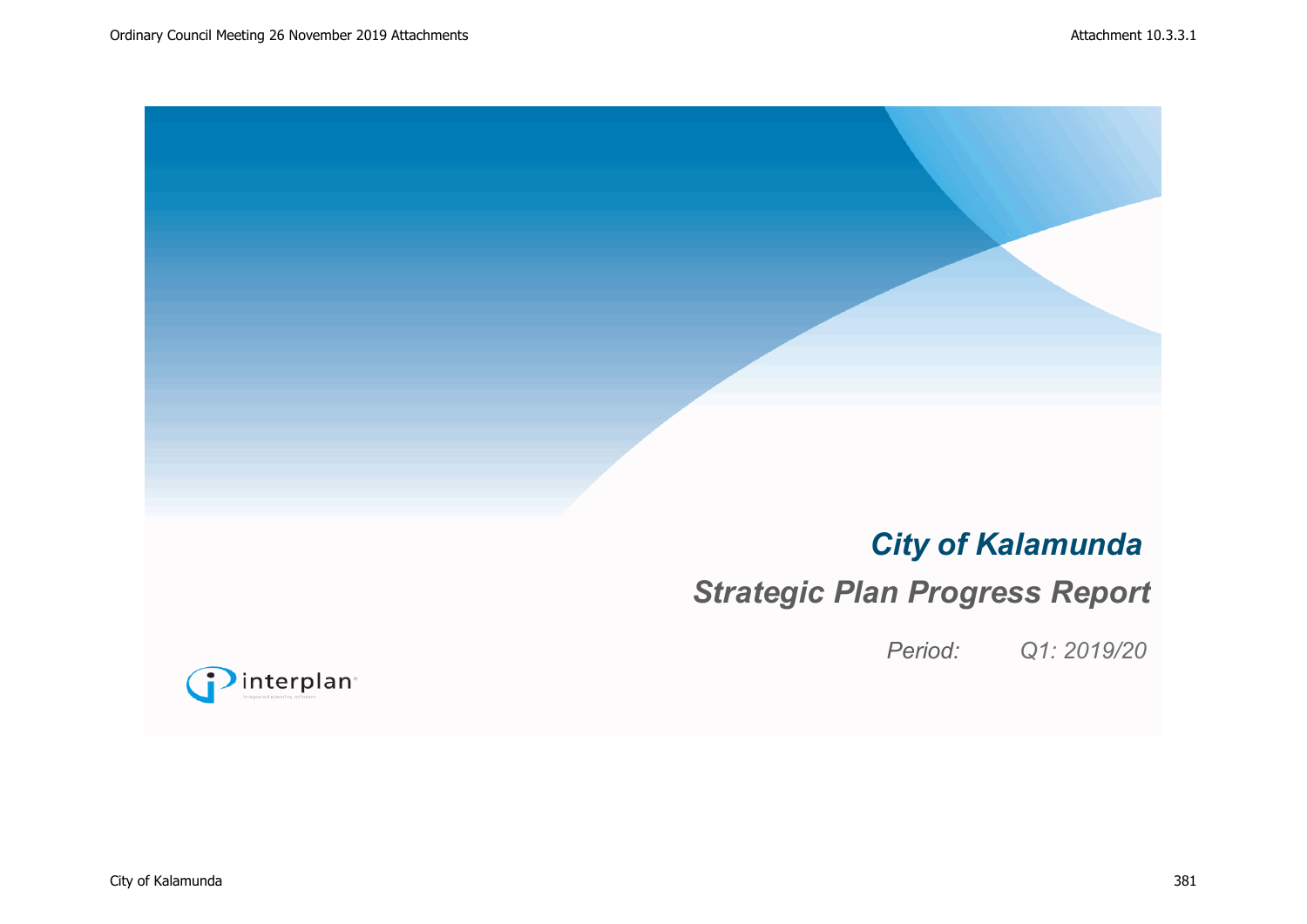# City of Kalamunda

## Strategic Plan Progress Report

*Period: Q1: 2019/20*

interplan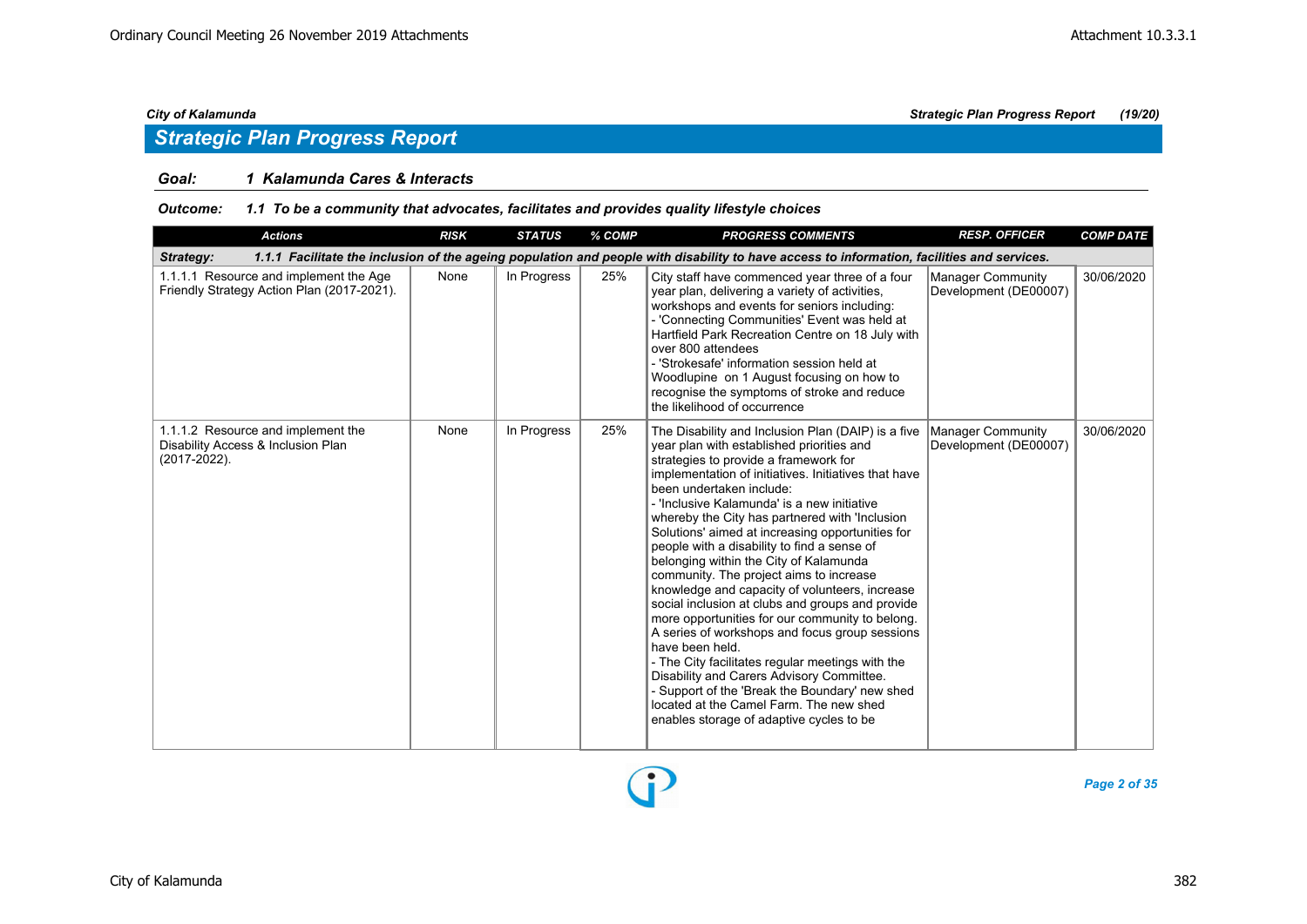## Strategic Plan Progress Report

**Goal: 1 Kalamunda Cares & Interacts**

**Outcome: 1.1 To be a community that advocates, facilitates and provides quality lifestyle choices**

| Actions | RISK | STATUS | % COMP | PROGRESS COMMENTS | RESP. OFFICER | COMP DATE |
|---|---|---|---|---|---|---|
| **Strategy: 1.1.1 Facilitate the inclusion of the ageing population and people with disability to have access to information, facilities and services.** | | | | | | |
| 1.1.1.1 Resource and implement the Age Friendly Strategy Action Plan (2017-2021). | None | In Progress | 25% | City staff have commenced year three of a four year plan, delivering a variety of activities, workshops and events for seniors including:<br>- 'Connecting Communities' Event was held at Hartfield Park Recreation Centre on 18 July with over 800 attendees<br>- 'Strokesafe' information session held at Woodlupine on 1 August focusing on how to recognise the symptoms of stroke and reduce the likelihood of occurrence | Manager Community Development (DE00007) | 30/06/2020 |
| 1.1.1.2 Resource and implement the Disability Access & Inclusion Plan (2017-2022). | None | In Progress | 25% | The Disability and Inclusion Plan (DAIP) is a five year plan with established priorities and strategies to provide a framework for implementation of initiatives. Initiatives that have been undertaken include:<br>- 'Inclusive Kalamunda' is a new initiative whereby the City has partnered with 'Inclusion Solutions' aimed at increasing opportunities for people with a disability to find a sense of belonging within the City of Kalamunda community. The project aims to increase knowledge and capacity of volunteers, increase social inclusion at clubs and groups and provide more opportunities for our community to belong. A series of workshops and focus group sessions have been held.<br>- The City facilitates regular meetings with the Disability and Carers Advisory Committee.<br>- Support of the 'Break the Boundary' new shed located at the Camel Farm. The new shed enables storage of adaptive cycles to be | Manager Community Development (DE00007) | 30/06/2020 |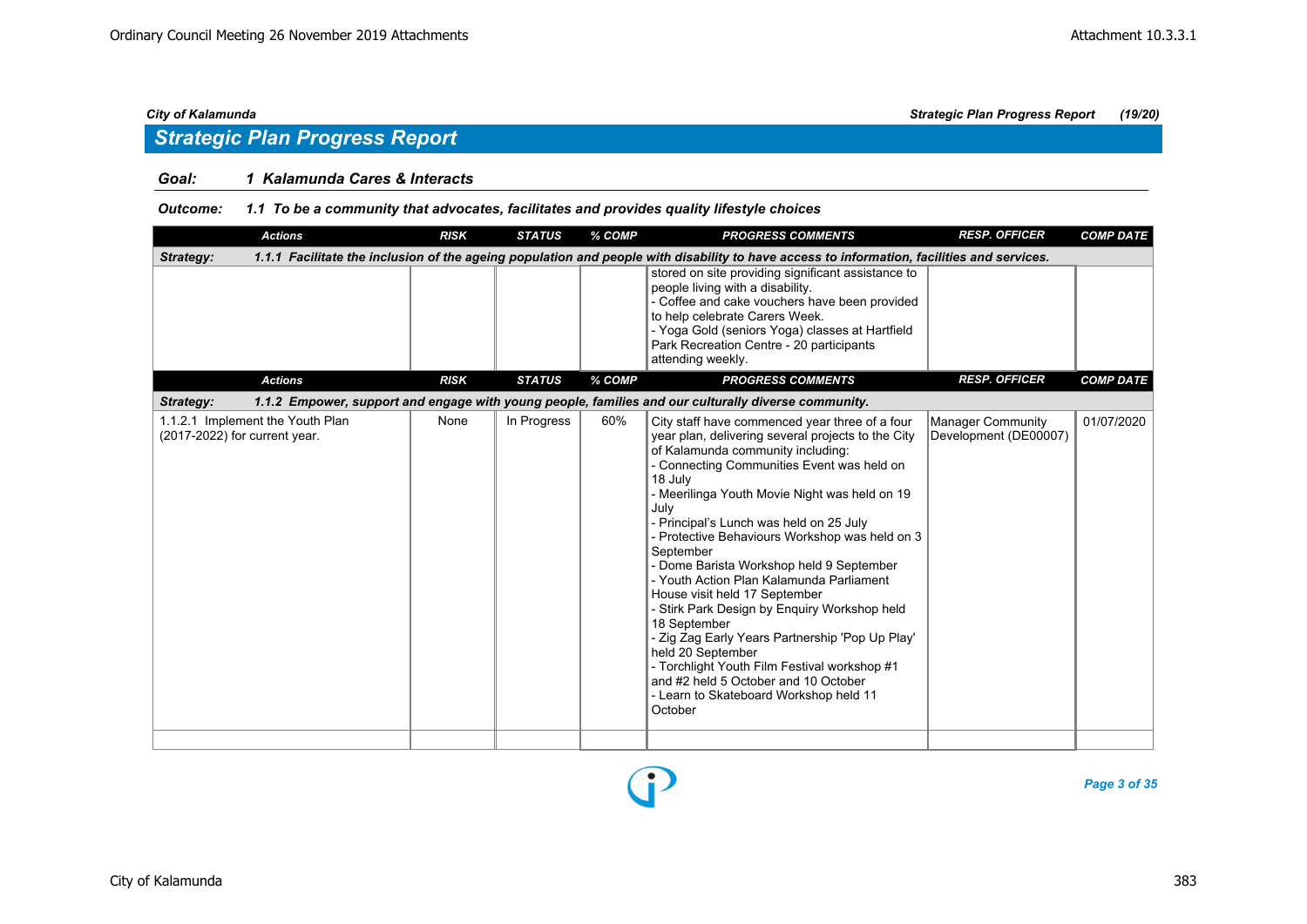## Strategic Plan Progress Report

### Goal: 1 Kalamunda Cares & Interacts

#### Outcome: 1.1 To be a community that advocates, facilitates and provides quality lifestyle choices

| Actions | RISK | STATUS | % COMP | PROGRESS COMMENTS | RESP. OFFICER | COMP DATE |
|---|---|---|---|---|---|---|
| **Strategy: 1.1.1 Facilitate the inclusion of the ageing population and people with disability to have access to information, facilities and services.** | | | | | | |
| | | | | stored on site providing significant assistance to people living with a disability.<br>- Coffee and cake vouchers have been provided to help celebrate Carers Week.<br>- Yoga Gold (seniors Yoga) classes at Hartfield Park Recreation Centre - 20 participants attending weekly. | | |

| Actions | RISK | STATUS | % COMP | PROGRESS COMMENTS | RESP. OFFICER | COMP DATE |
|---|---|---|---|---|---|---|
| **Strategy: 1.1.2 Empower, support and engage with young people, families and our culturally diverse community.** | | | | | | |
| 1.1.2.1 Implement the Youth Plan (2017-2022) for current year. | None | In Progress | 60% | City staff have commenced year three of a four year plan, delivering several projects to the City of Kalamunda community including:<br>- Connecting Communities Event was held on 18 July<br>- Meerilinga Youth Movie Night was held on 19 July<br>- Principal's Lunch was held on 25 July<br>- Protective Behaviours Workshop was held on 3 September<br>- Dome Barista Workshop held 9 September<br>- Youth Action Plan Kalamunda Parliament House visit held 17 September<br>- Stirk Park Design by Enquiry Workshop held 18 September<br>- Zig Zag Early Years Partnership 'Pop Up Play' held 20 September<br>- Torchlight Youth Film Festival workshop #1 and #2 held 5 October and 10 October<br>- Learn to Skateboard Workshop held 11 October | Manager Community Development (DE00007) | 01/07/2020 |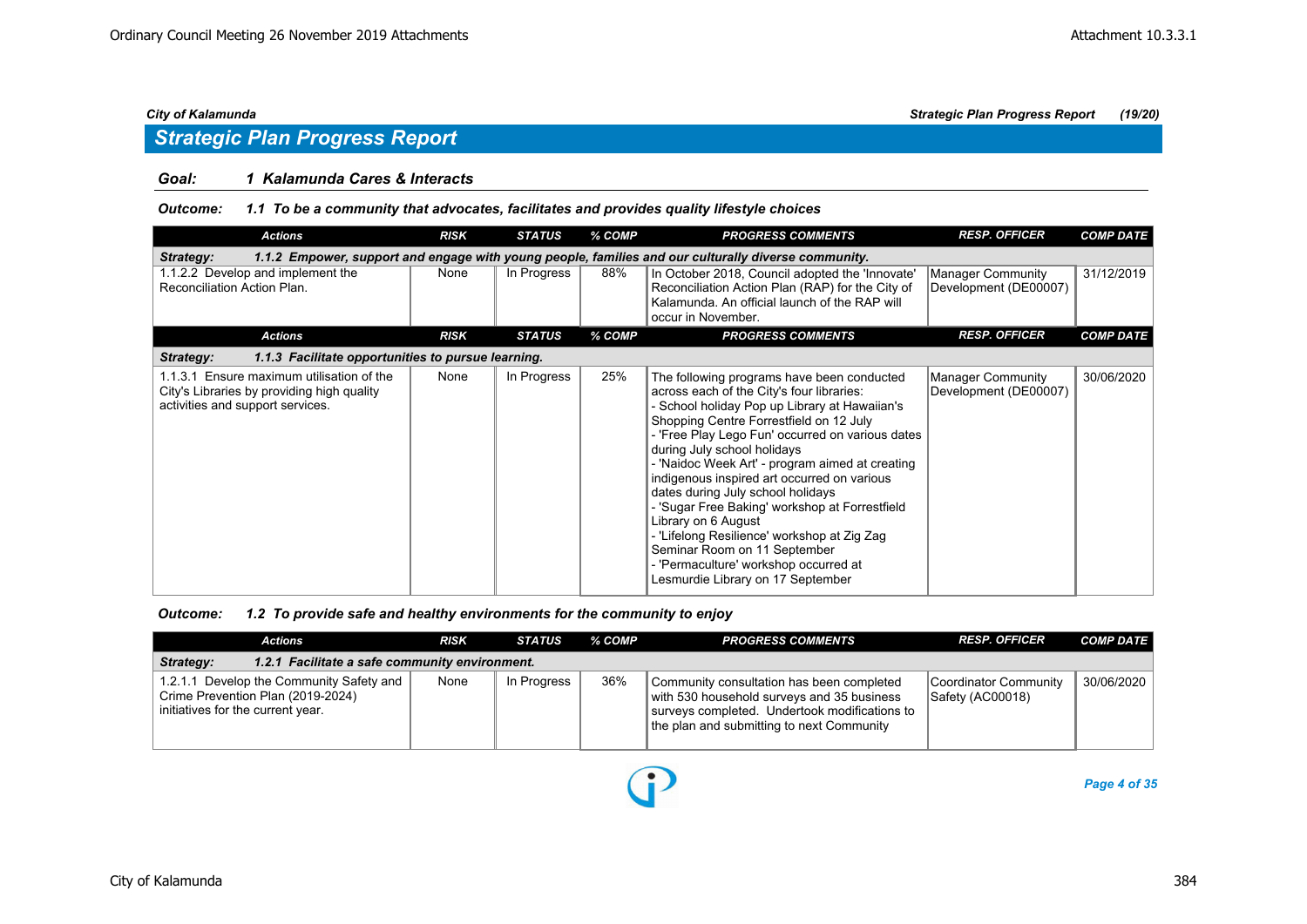## Strategic Plan Progress Report

### Goal: 1 Kalamunda Cares & Interacts

#### Outcome: 1.1 To be a community that advocates, facilitates and provides quality lifestyle choices

| Actions | RISK | STATUS | % COMP | PROGRESS COMMENTS | RESP. OFFICER | COMP DATE |
|---|---|---|---|---|---|---|
| **Strategy: 1.1.2 Empower, support and engage with young people, families and our culturally diverse community.** | | | | | | |
| 1.1.2.2 Develop and implement the Reconciliation Action Plan. | None | In Progress | 88% | In October 2018, Council adopted the 'Innovate' Reconciliation Action Plan (RAP) for the City of Kalamunda. An official launch of the RAP will occur in November. | Manager Community Development (DE00007) | 31/12/2019 |

| Actions | RISK | STATUS | % COMP | PROGRESS COMMENTS | RESP. OFFICER | COMP DATE |
|---|---|---|---|---|---|---|
| **Strategy: 1.1.3 Facilitate opportunities to pursue learning.** | | | | | | |
| 1.1.3.1 Ensure maximum utilisation of the City's Libraries by providing high quality activities and support services. | None | In Progress | 25% | The following programs have been conducted across each of the City's four libraries:<br>- School holiday Pop up Library at Hawaiian's Shopping Centre Forrestfield on 12 July<br>- 'Free Play Lego Fun' occurred on various dates during July school holidays<br>- 'Naidoc Week Art' - program aimed at creating indigenous inspired art occurred on various dates during July school holidays<br>- 'Sugar Free Baking' workshop at Forrestfield Library on 6 August<br>- 'Lifelong Resilience' workshop at Zig Zag Seminar Room on 11 September<br>- 'Permaculture' workshop occurred at Lesmurdie Library on 17 September | Manager Community Development (DE00007) | 30/06/2020 |

#### Outcome: 1.2 To provide safe and healthy environments for the community to enjoy

| Actions | RISK | STATUS | % COMP | PROGRESS COMMENTS | RESP. OFFICER | COMP DATE |
|---|---|---|---|---|---|---|
| **Strategy: 1.2.1 Facilitate a safe community environment.** | | | | | | |
| 1.2.1.1 Develop the Community Safety and Crime Prevention Plan (2019-2024) initiatives for the current year. | None | In Progress | 36% | Community consultation has been completed with 530 household surveys and 35 business surveys completed. Undertook modifications to the plan and submitting to next Community | Coordinator Community Safety (AC00018) | 30/06/2020 |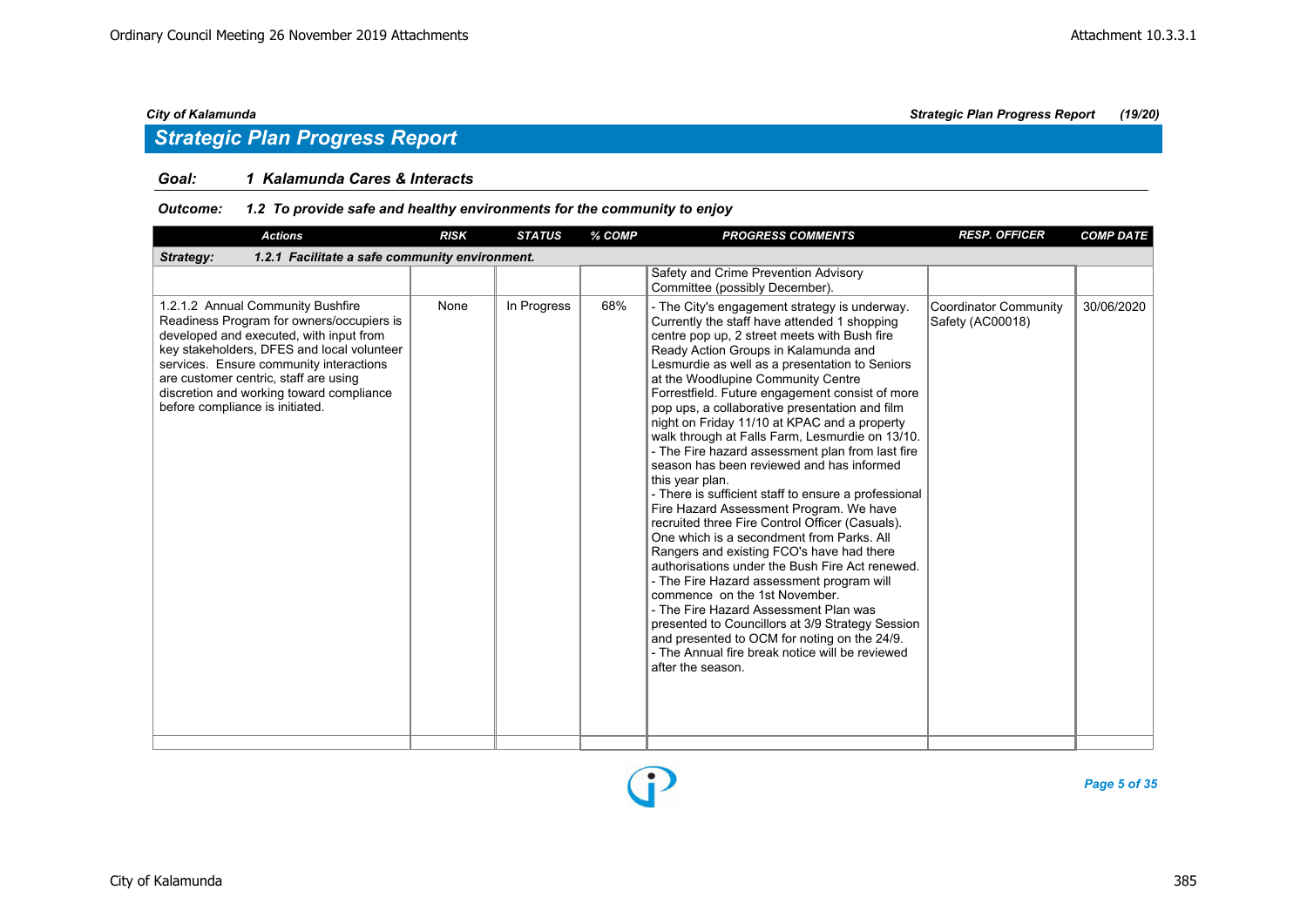## Strategic Plan Progress Report

**Goal:** *1 Kalamunda Cares & Interacts*

**Outcome:** *1.2 To provide safe and healthy environments for the community to enjoy*

| Actions | RISK | STATUS | % COMP | PROGRESS COMMENTS | RESP. OFFICER | COMP DATE |
|---|---|---|---|---|---|---|
| **Strategy: 1.2.1 Facilitate a safe community environment.** | | | | | | |
| | | | | Safety and Crime Prevention Advisory Committee (possibly December). | | |
| 1.2.1.2 Annual Community Bushfire Readiness Program for owners/occupiers is developed and executed, with input from key stakeholders, DFES and local volunteer services. Ensure community interactions are customer centric, staff are using discretion and working toward compliance before compliance is initiated. | None | In Progress | 68% | - The City's engagement strategy is underway. Currently the staff have attended 1 shopping centre pop up, 2 street meets with Bush fire Ready Action Groups in Kalamunda and Lesmurdie as well as a presentation to Seniors at the Woodlupine Community Centre Forrestfield. Future engagement consist of more pop ups, a collaborative presentation and film night on Friday 11/10 at KPAC and a property walk through at Falls Farm, Lesmurdie on 13/10.<br>- The Fire hazard assessment plan from last fire season has been reviewed and has informed this year plan.<br>- There is sufficient staff to ensure a professional Fire Hazard Assessment Program. We have recruited three Fire Control Officer (Casuals). One which is a secondment from Parks. All Rangers and existing FCO's have had there authorisations under the Bush Fire Act renewed.<br>- The Fire Hazard assessment program will commence on the 1st November.<br>- The Fire Hazard Assessment Plan was presented to Councillors at 3/9 Strategy Session and presented to OCM for noting on the 24/9.<br>- The Annual fire break notice will be reviewed after the season. | Coordinator Community Safety (AC00018) | 30/06/2020 |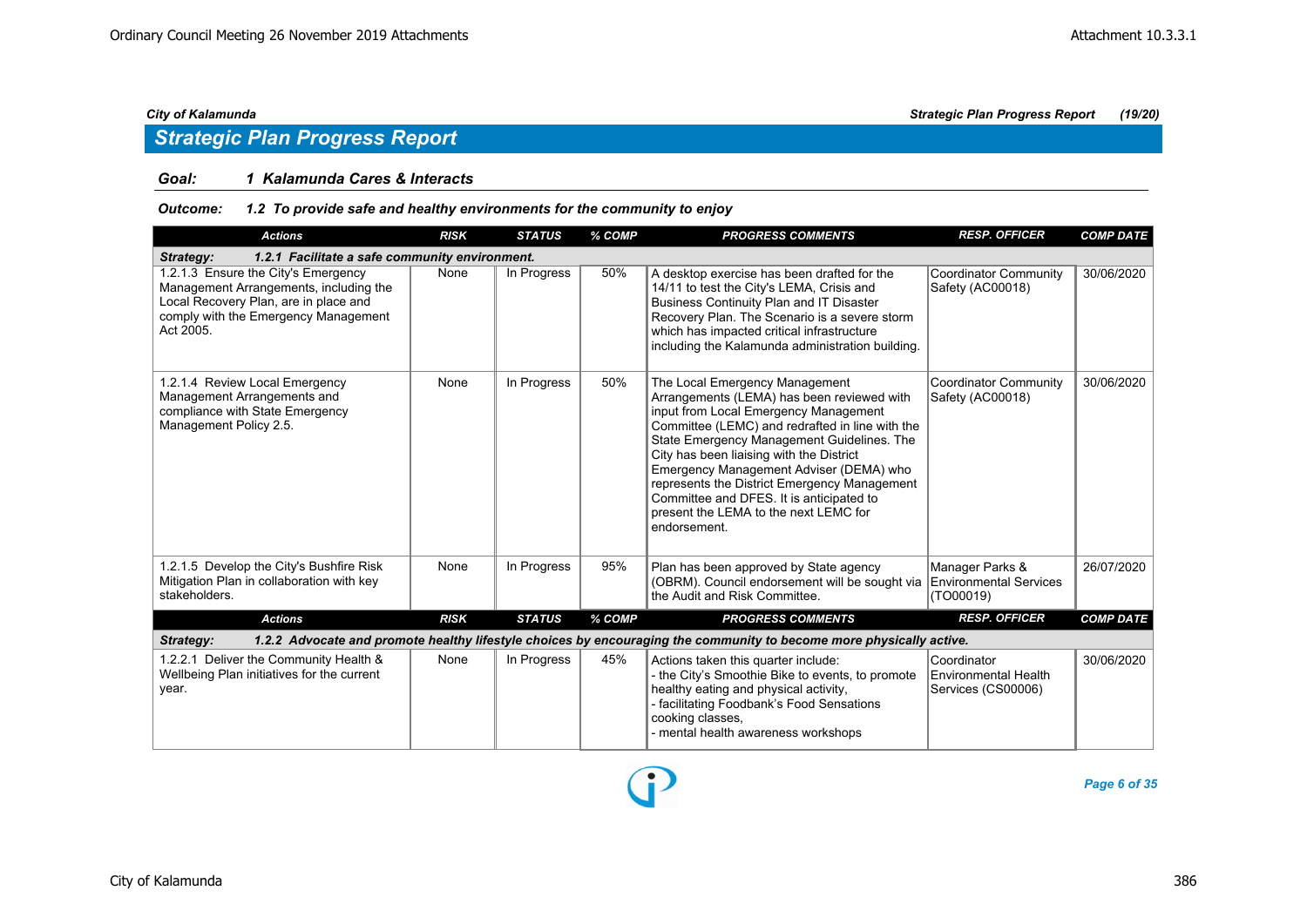## Strategic Plan Progress Report

### Goal: 1 Kalamunda Cares & Interacts

#### Outcome: 1.2 To provide safe and healthy environments for the community to enjoy

| Actions | RISK | STATUS | % COMP | PROGRESS COMMENTS | RESP. OFFICER | COMP DATE |
|---|---|---|---|---|---|---|
| **Strategy: 1.2.1 Facilitate a safe community environment.** | | | | | | |
| 1.2.1.3 Ensure the City's Emergency Management Arrangements, including the Local Recovery Plan, are in place and comply with the Emergency Management Act 2005. | None | In Progress | 50% | A desktop exercise has been drafted for the 14/11 to test the City's LEMA, Crisis and Business Continuity Plan and IT Disaster Recovery Plan. The Scenario is a severe storm which has impacted critical infrastructure including the Kalamunda administration building. | Coordinator Community Safety (AC00018) | 30/06/2020 |
| 1.2.1.4 Review Local Emergency Management Arrangements and compliance with State Emergency Management Policy 2.5. | None | In Progress | 50% | The Local Emergency Management Arrangements (LEMA) has been reviewed with input from Local Emergency Management Committee (LEMC) and redrafted in line with the State Emergency Management Guidelines. The City has been liaising with the District Emergency Management Adviser (DEMA) who represents the District Emergency Management Committee and DFES. It is anticipated to present the LEMA to the next LEMC for endorsement. | Coordinator Community Safety (AC00018) | 30/06/2020 |
| 1.2.1.5 Develop the City's Bushfire Risk Mitigation Plan in collaboration with key stakeholders. | None | In Progress | 95% | Plan has been approved by State agency (OBRM). Council endorsement will be sought via the Audit and Risk Committee. | Manager Parks & Environmental Services (TO00019) | 26/07/2020 |

| Actions | RISK | STATUS | % COMP | PROGRESS COMMENTS | RESP. OFFICER | COMP DATE |
|---|---|---|---|---|---|---|
| **Strategy: 1.2.2 Advocate and promote healthy lifestyle choices by encouraging the community to become more physically active.** | | | | | | |
| 1.2.2.1 Deliver the Community Health & Wellbeing Plan initiatives for the current year. | None | In Progress | 45% | Actions taken this quarter include:<br>- the City's Smoothie Bike to events, to promote healthy eating and physical activity,<br>- facilitating Foodbank's Food Sensations cooking classes,<br>- mental health awareness workshops | Coordinator Environmental Health Services (CS00006) | 30/06/2020 |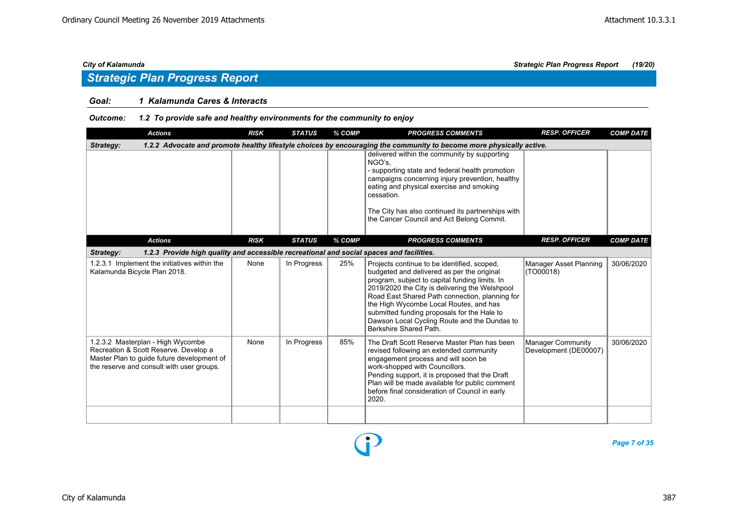## Strategic Plan Progress Report

### Goal: 1 Kalamunda Cares & Interacts

**Outcome: 1.2 To provide safe and healthy environments for the community to enjoy**

| Actions | RISK | STATUS | % COMP | PROGRESS COMMENTS | RESP. OFFICER | COMP DATE |
|---|---|---|---|---|---|---|
| **Strategy: 1.2.2 Advocate and promote healthy lifestyle choices by encouraging the community to become more physically active.** | | | | | | |
| | | | | delivered within the community by supporting NGO's,<br>- supporting state and federal health promotion campaigns concerning injury prevention, healthy eating and physical exercise and smoking cessation.<br><br>The City has also continued its partnerships with the Cancer Council and Act Belong Commit. | | |

| Actions | RISK | STATUS | % COMP | PROGRESS COMMENTS | RESP. OFFICER | COMP DATE |
|---|---|---|---|---|---|---|
| **Strategy: 1.2.3 Provide high quality and accessible recreational and social spaces and facilities.** | | | | | | |
| 1.2.3.1 Implement the initiatives within the Kalamunda Bicycle Plan 2018. | None | In Progress | 25% | Projects continue to be identified, scoped, budgeted and delivered as per the original program, subject to capital funding limits. In 2019/2020 the City is delivering the Welshpool Road East Shared Path connection, planning for the High Wycombe Local Routes, and has submitted funding proposals for the Hale to Dawson Local Cycling Route and the Dundas to Berkshire Shared Path. | Manager Asset Planning (TO00018) | 30/06/2020 |
| 1.2.3.2 Masterplan - High Wycombe Recreation & Scott Reserve. Develop a Master Plan to guide future development of the reserve and consult with user groups. | None | In Progress | 85% | The Draft Scott Reserve Master Plan has been revised following an extended community engagement process and will soon be work-shopped with Councillors.<br>Pending support, it is proposed that the Draft Plan will be made available for public comment before final consideration of Council in early 2020. | Manager Community Development (DE00007) | 30/06/2020 |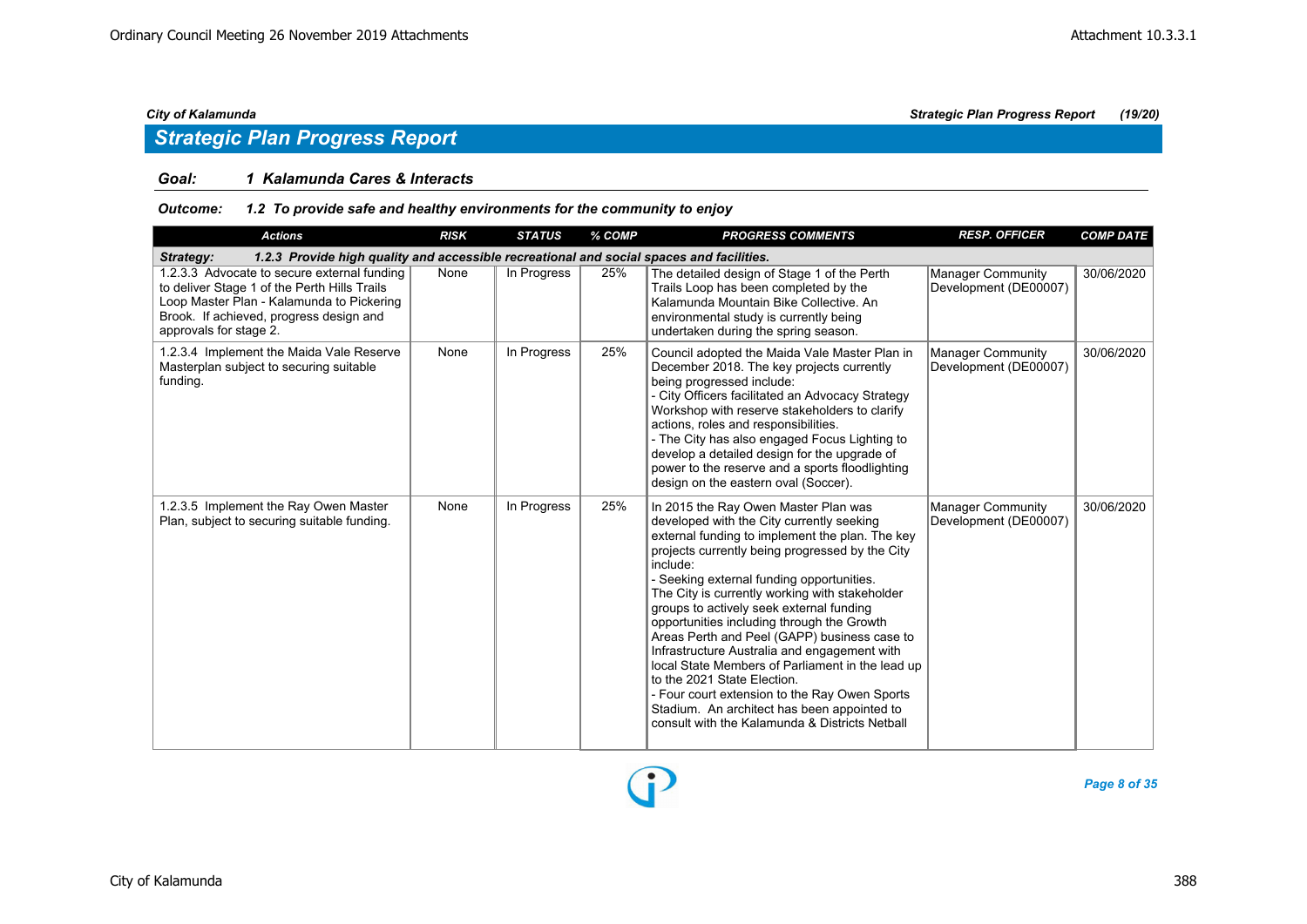## Strategic Plan Progress Report

**Goal:** **1 Kalamunda Cares & Interacts**

***Outcome:*** ***1.2 To provide safe and healthy environments for the community to enjoy***

| Actions | RISK | STATUS | % COMP | PROGRESS COMMENTS | RESP. OFFICER | COMP DATE |
|---|---|---|---|---|---|---|
| **Strategy: 1.2.3 Provide high quality and accessible recreational and social spaces and facilities.** | | | | | | |
| 1.2.3.3 Advocate to secure external funding to deliver Stage 1 of the Perth Hills Trails Loop Master Plan - Kalamunda to Pickering Brook. If achieved, progress design and approvals for stage 2. | None | In Progress | 25% | The detailed design of Stage 1 of the Perth Trails Loop has been completed by the Kalamunda Mountain Bike Collective. An environmental study is currently being undertaken during the spring season. | Manager Community Development (DE00007) | 30/06/2020 |
| 1.2.3.4 Implement the Maida Vale Reserve Masterplan subject to securing suitable funding. | None | In Progress | 25% | Council adopted the Maida Vale Master Plan in December 2018. The key projects currently being progressed include:<br>- City Officers facilitated an Advocacy Strategy Workshop with reserve stakeholders to clarify actions, roles and responsibilities.<br>- The City has also engaged Focus Lighting to develop a detailed design for the upgrade of power to the reserve and a sports floodlighting design on the eastern oval (Soccer). | Manager Community Development (DE00007) | 30/06/2020 |
| 1.2.3.5 Implement the Ray Owen Master Plan, subject to securing suitable funding. | None | In Progress | 25% | In 2015 the Ray Owen Master Plan was developed with the City currently seeking external funding to implement the plan. The key projects currently being progressed by the City include:<br>- Seeking external funding opportunities. The City is currently working with stakeholder groups to actively seek external funding opportunities including through the Growth Areas Perth and Peel (GAPP) business case to Infrastructure Australia and engagement with local State Members of Parliament in the lead up to the 2021 State Election.<br>- Four court extension to the Ray Owen Sports Stadium. An architect has been appointed to consult with the Kalamunda & Districts Netball | Manager Community Development (DE00007) | 30/06/2020 |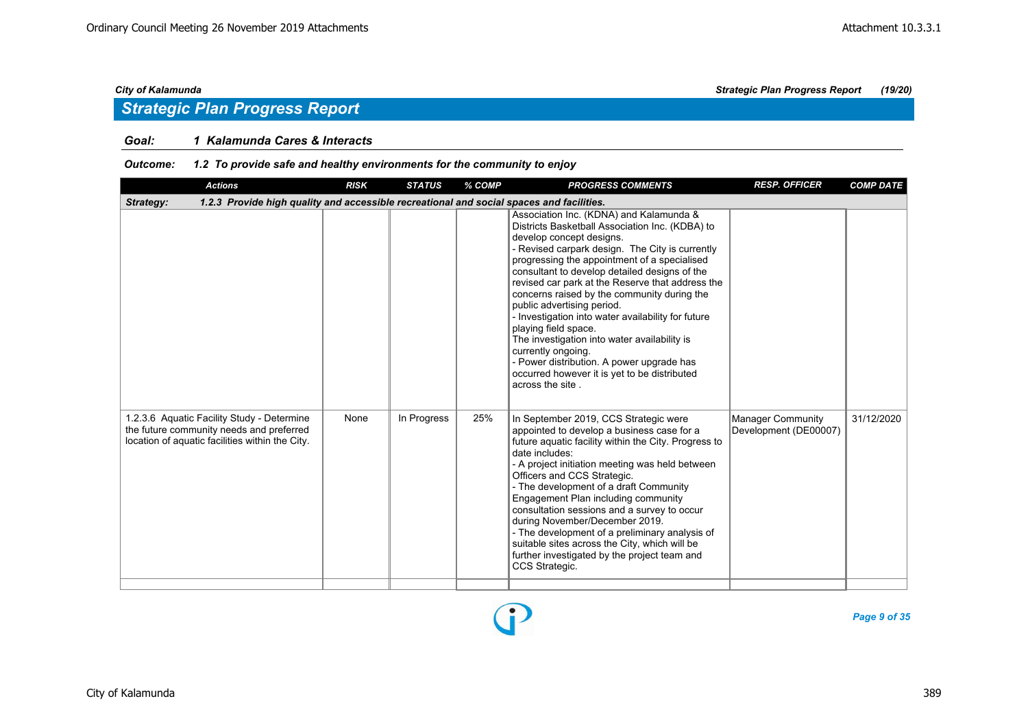## Strategic Plan Progress Report

**Goal: 1 Kalamunda Cares & Interacts**

**Outcome: 1.2 To provide safe and healthy environments for the community to enjoy**

| Actions | RISK | STATUS | % COMP | PROGRESS COMMENTS | RESP. OFFICER | COMP DATE |
|---|---|---|---|---|---|---|
| **Strategy: 1.2.3 Provide high quality and accessible recreational and social spaces and facilities.** | | | | | | |
| | | | | Association Inc. (KDNA) and Kalamunda & Districts Basketball Association Inc. (KDBA) to develop concept designs.<br>- Revised carpark design. The City is currently progressing the appointment of a specialised consultant to develop detailed designs of the revised car park at the Reserve that address the concerns raised by the community during the public advertising period.<br>- Investigation into water availability for future playing field space.<br>The investigation into water availability is currently ongoing.<br>- Power distribution. A power upgrade has occurred however it is yet to be distributed across the site . | | |
| 1.2.3.6 Aquatic Facility Study - Determine the future community needs and preferred location of aquatic facilities within the City. | None | In Progress | 25% | In September 2019, CCS Strategic were appointed to develop a business case for a future aquatic facility within the City. Progress to date includes:<br>- A project initiation meeting was held between Officers and CCS Strategic.<br>- The development of a draft Community Engagement Plan including community consultation sessions and a survey to occur during November/December 2019.<br>- The development of a preliminary analysis of suitable sites across the City, which will be further investigated by the project team and CCS Strategic. | Manager Community Development (DE00007) | 31/12/2020 |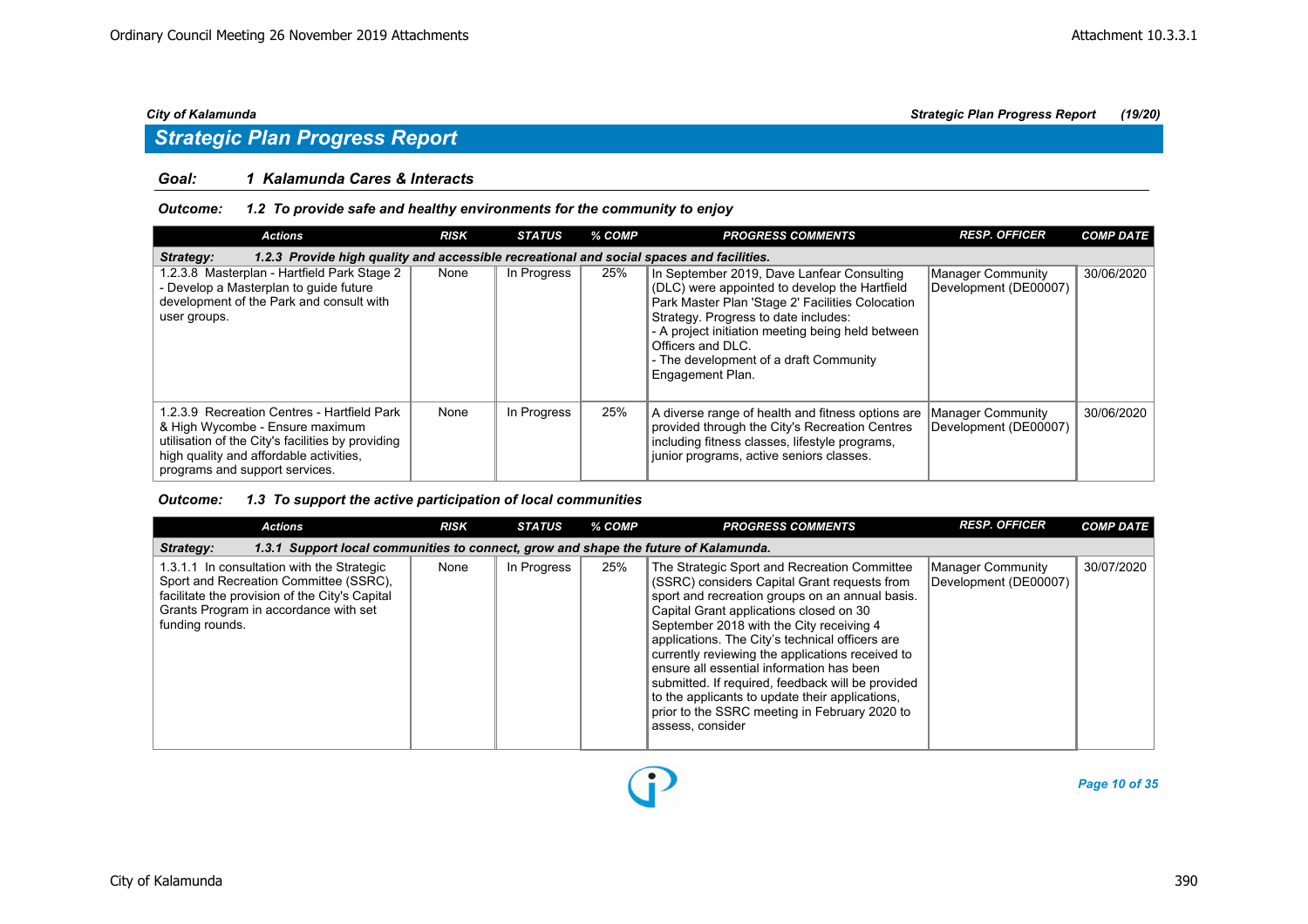## Strategic Plan Progress Report

### Goal: 1 Kalamunda Cares & Interacts

#### Outcome: 1.2 To provide safe and healthy environments for the community to enjoy

| Actions | RISK | STATUS | % COMP | PROGRESS COMMENTS | RESP. OFFICER | COMP DATE |
|---|---|---|---|---|---|---|
| **Strategy: 1.2.3 Provide high quality and accessible recreational and social spaces and facilities.** | | | | | | |
| 1.2.3.8 Masterplan - Hartfield Park Stage 2 - Develop a Masterplan to guide future development of the Park and consult with user groups. | None | In Progress | 25% | In September 2019, Dave Lanfear Consulting (DLC) were appointed to develop the Hartfield Park Master Plan 'Stage 2' Facilities Colocation Strategy. Progress to date includes:<br>- A project initiation meeting being held between Officers and DLC.<br>- The development of a draft Community Engagement Plan. | Manager Community Development (DE00007) | 30/06/2020 |
| 1.2.3.9 Recreation Centres - Hartfield Park & High Wycombe - Ensure maximum utilisation of the City's facilities by providing high quality and affordable activities, programs and support services. | None | In Progress | 25% | A diverse range of health and fitness options are provided through the City's Recreation Centres including fitness classes, lifestyle programs, junior programs, active seniors classes. | Manager Community Development (DE00007) | 30/06/2020 |

#### Outcome: 1.3 To support the active participation of local communities

| Actions | RISK | STATUS | % COMP | PROGRESS COMMENTS | RESP. OFFICER | COMP DATE |
|---|---|---|---|---|---|---|
| **Strategy: 1.3.1 Support local communities to connect, grow and shape the future of Kalamunda.** | | | | | | |
| 1.3.1.1 In consultation with the Strategic Sport and Recreation Committee (SSRC), facilitate the provision of the City's Capital Grants Program in accordance with set funding rounds. | None | In Progress | 25% | The Strategic Sport and Recreation Committee (SSRC) considers Capital Grant requests from sport and recreation groups on an annual basis. Capital Grant applications closed on 30 September 2018 with the City receiving 4 applications. The City's technical officers are currently reviewing the applications received to ensure all essential information has been submitted. If required, feedback will be provided to the applicants to update their applications, prior to the SSRC meeting in February 2020 to assess, consider | Manager Community Development (DE00007) | 30/07/2020 |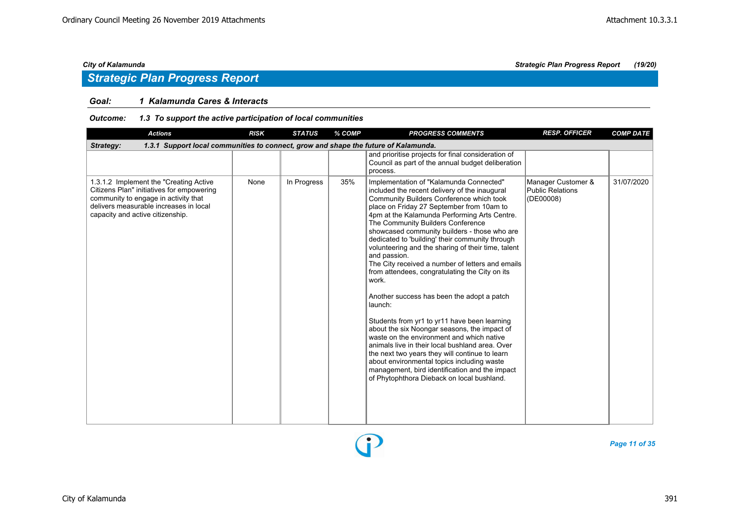## Strategic Plan Progress Report

**Goal:** *1 Kalamunda Cares & Interacts*

**Outcome:** *1.3 To support the active participation of local communities*

| Actions | RISK | STATUS | % COMP | PROGRESS COMMENTS | RESP. OFFICER | COMP DATE |
|---|---|---|---|---|---|---|
| **Strategy: 1.3.1 Support local communities to connect, grow and shape the future of Kalamunda.** | | | | | | |
| | | | | and prioritise projects for final consideration of Council as part of the annual budget deliberation process. | | |
| 1.3.1.2 Implement the "Creating Active Citizens Plan" initiatives for empowering community to engage in activity that delivers measurable increases in local capacity and active citizenship. | None | In Progress | 35% | Implementation of "Kalamunda Connected" included the recent delivery of the inaugural Community Builders Conference which took place on Friday 27 September from 10am to 4pm at the Kalamunda Performing Arts Centre. The Community Builders Conference showcased community builders - those who are dedicated to 'building' their community through volunteering and the sharing of their time, talent and passion.<br>The City received a number of letters and emails from attendees, congratulating the City on its work.<br><br>Another success has been the adopt a patch launch:<br><br>Students from yr1 to yr11 have been learning about the six Noongar seasons, the impact of waste on the environment and which native animals live in their local bushland area. Over the next two years they will continue to learn about environmental topics including waste management, bird identification and the impact of Phytophthora Dieback on local bushland. | Manager Customer & Public Relations (DE00008) | 31/07/2020 |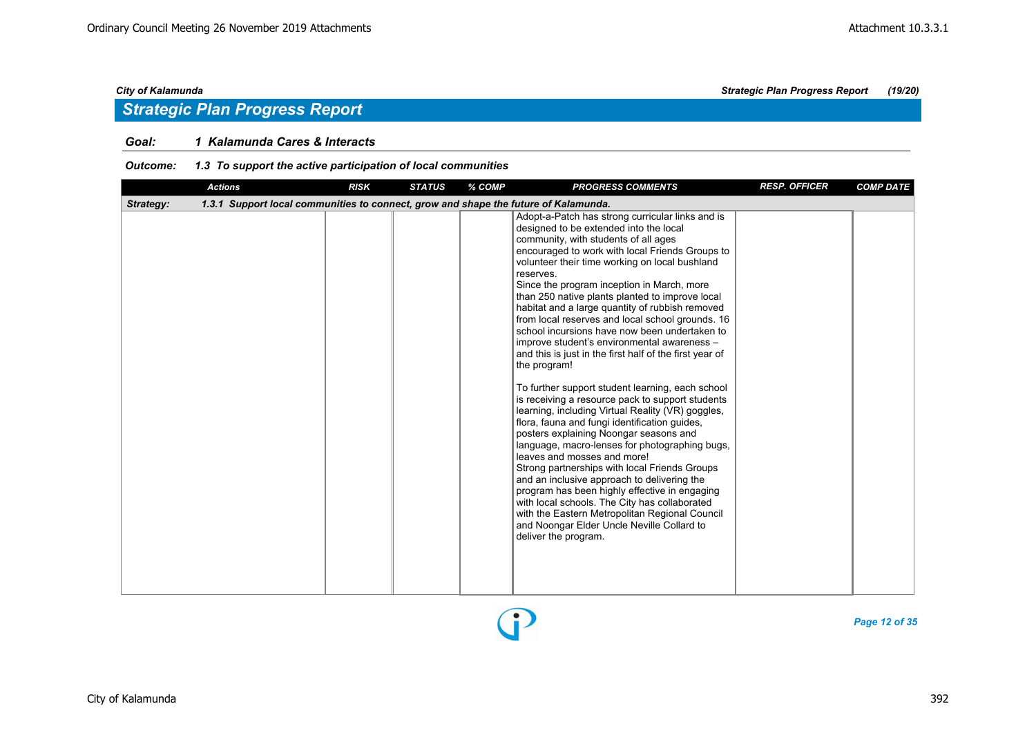## Strategic Plan Progress Report

**Goal:** ***1 Kalamunda Cares & Interacts***

**Outcome:** ***1.3 To support the active participation of local communities***

| Actions | RISK | STATUS | % COMP | PROGRESS COMMENTS | RESP. OFFICER | COMP DATE |
|---|---|---|---|---|---|---|
| **Strategy:** *1.3.1 Support local communities to connect, grow and shape the future of Kalamunda.* | | | | | | |
| | | | | Adopt-a-Patch has strong curricular links and is designed to be extended into the local community, with students of all ages encouraged to work with local Friends Groups to volunteer their time working on local bushland reserves.<br>Since the program inception in March, more than 250 native plants planted to improve local habitat and a large quantity of rubbish removed from local reserves and local school grounds. 16 school incursions have now been undertaken to improve student's environmental awareness – and this is just in the first half of the first year of the program!<br><br>To further support student learning, each school is receiving a resource pack to support students learning, including Virtual Reality (VR) goggles, flora, fauna and fungi identification guides, posters explaining Noongar seasons and language, macro-lenses for photographing bugs, leaves and mosses and more!<br>Strong partnerships with local Friends Groups and an inclusive approach to delivering the program has been highly effective in engaging with local schools. The City has collaborated with the Eastern Metropolitan Regional Council and Noongar Elder Uncle Neville Collard to deliver the program. | | |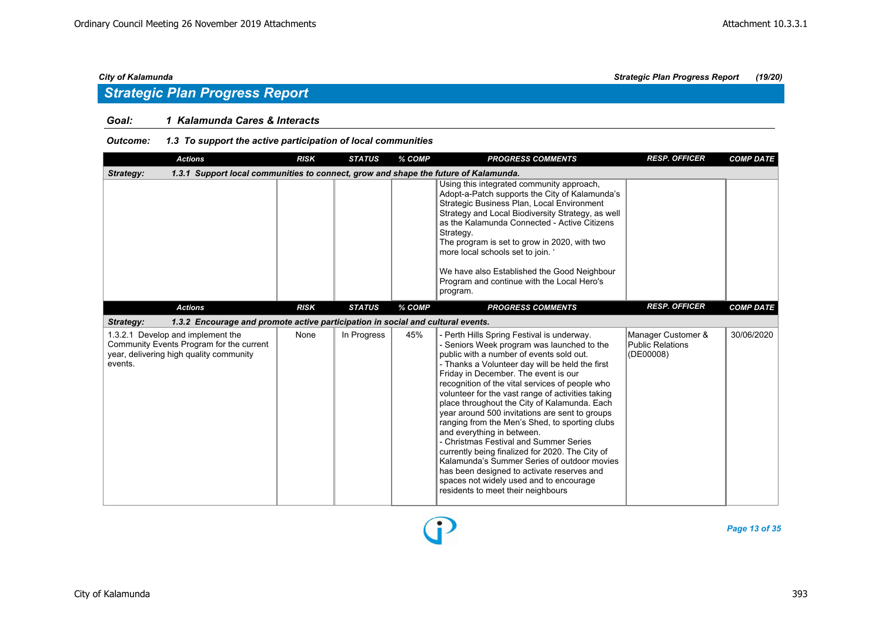## Strategic Plan Progress Report

**Goal:** 1 Kalamunda Cares & Interacts

**Outcome:** 1.3 To support the active participation of local communities

| Actions | RISK | STATUS | % COMP | PROGRESS COMMENTS | RESP. OFFICER | COMP DATE |
|---|---|---|---|---|---|---|
| **Strategy: 1.3.1 Support local communities to connect, grow and shape the future of Kalamunda.** | | | | | | |
| | | | | Using this integrated community approach, Adopt-a-Patch supports the City of Kalamunda's Strategic Business Plan, Local Environment Strategy and Local Biodiversity Strategy, as well as the Kalamunda Connected - Active Citizens Strategy.<br>The program is set to grow in 2020, with two more local schools set to join. '<br><br>We have also Established the Good Neighbour Program and continue with the Local Hero's program. | | |

| Actions | RISK | STATUS | % COMP | PROGRESS COMMENTS | RESP. OFFICER | COMP DATE |
|---|---|---|---|---|---|---|
| **Strategy: 1.3.2 Encourage and promote active participation in social and cultural events.** | | | | | | |
| 1.3.2.1 Develop and implement the Community Events Program for the current year, delivering high quality community events. | None | In Progress | 45% | - Perth Hills Spring Festival is underway.<br>- Seniors Week program was launched to the public with a number of events sold out.<br>- Thanks a Volunteer day will be held the first Friday in December. The event is our recognition of the vital services of people who volunteer for the vast range of activities taking place throughout the City of Kalamunda. Each year around 500 invitations are sent to groups ranging from the Men's Shed, to sporting clubs and everything in between.<br>- Christmas Festival and Summer Series currently being finalized for 2020. The City of Kalamunda's Summer Series of outdoor movies has been designed to activate reserves and spaces not widely used and to encourage residents to meet their neighbours | Manager Customer & Public Relations (DE00008) | 30/06/2020 |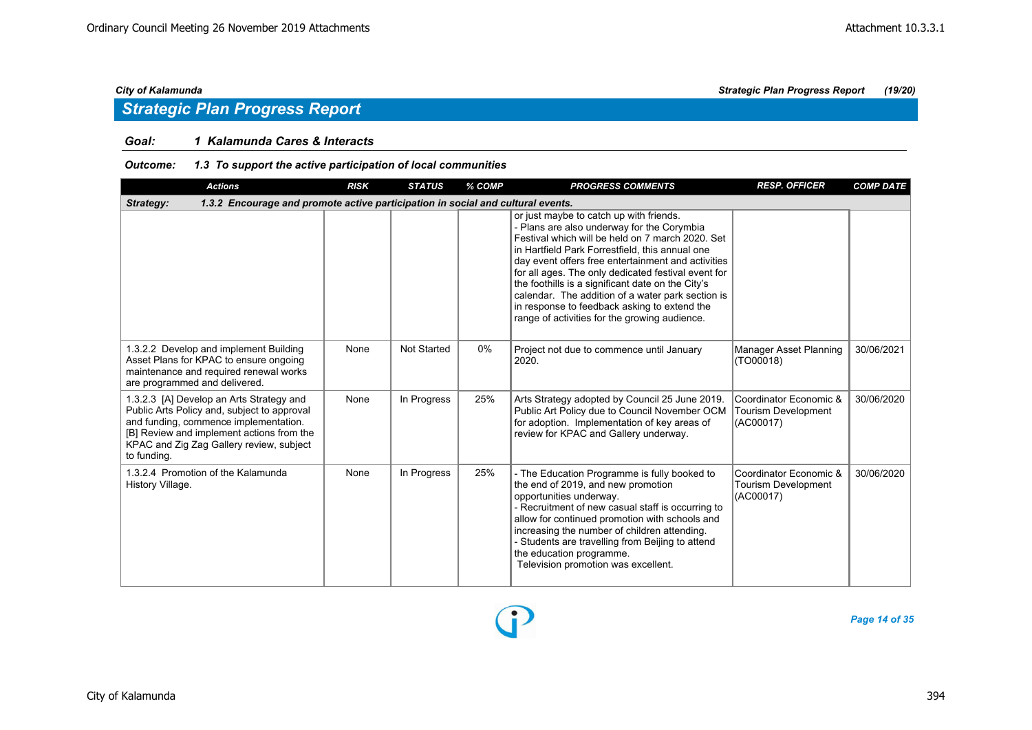## Strategic Plan Progress Report

### Goal: 1 Kalamunda Cares & Interacts

#### Outcome: 1.3 To support the active participation of local communities

| Actions | RISK | STATUS | % COMP | PROGRESS COMMENTS | RESP. OFFICER | COMP DATE |
|---|---|---|---|---|---|---|
| **Strategy: 1.3.2 Encourage and promote active participation in social and cultural events.** | | | | | | |
| | | | | or just maybe to catch up with friends.<br>- Plans are also underway for the Corymbia Festival which will be held on 7 march 2020. Set in Hartfield Park Forrestfield, this annual one day event offers free entertainment and activities for all ages. The only dedicated festival event for the foothills is a significant date on the City's calendar. The addition of a water park section is in response to feedback asking to extend the range of activities for the growing audience. | | |
| 1.3.2.2 Develop and implement Building Asset Plans for KPAC to ensure ongoing maintenance and required renewal works are programmed and delivered. | None | Not Started | 0% | Project not due to commence until January 2020. | Manager Asset Planning (TO00018) | 30/06/2021 |
| 1.3.2.3 [A] Develop an Arts Strategy and Public Arts Policy and, subject to approval and funding, commence implementation.<br>[B] Review and implement actions from the KPAC and Zig Zag Gallery review, subject to funding. | None | In Progress | 25% | Arts Strategy adopted by Council 25 June 2019. Public Art Policy due to Council November OCM for adoption. Implementation of key areas of review for KPAC and Gallery underway. | Coordinator Economic & Tourism Development (AC00017) | 30/06/2020 |
| 1.3.2.4 Promotion of the Kalamunda History Village. | None | In Progress | 25% | - The Education Programme is fully booked to the end of 2019, and new promotion opportunities underway.<br>- Recruitment of new casual staff is occurring to allow for continued promotion with schools and increasing the number of children attending.<br>- Students are travelling from Beijing to attend the education programme.<br>Television promotion was excellent. | Coordinator Economic & Tourism Development (AC00017) | 30/06/2020 |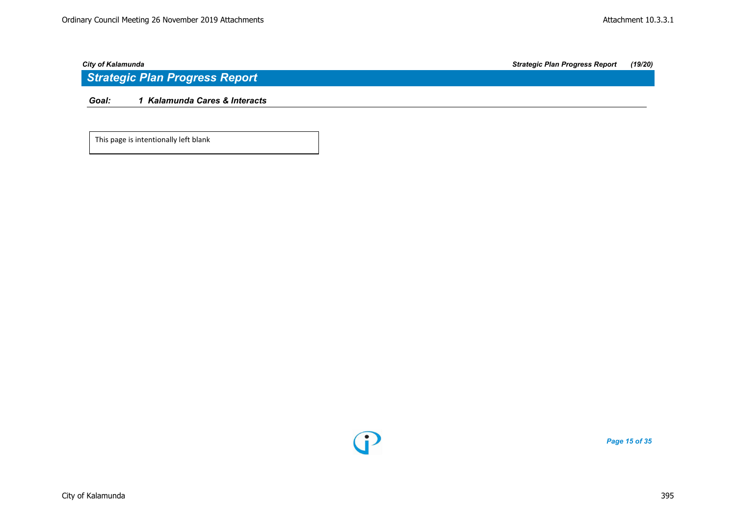## Strategic Plan Progress Report

**Goal: 1 Kalamunda Cares & Interacts**

This page is intentionally left blank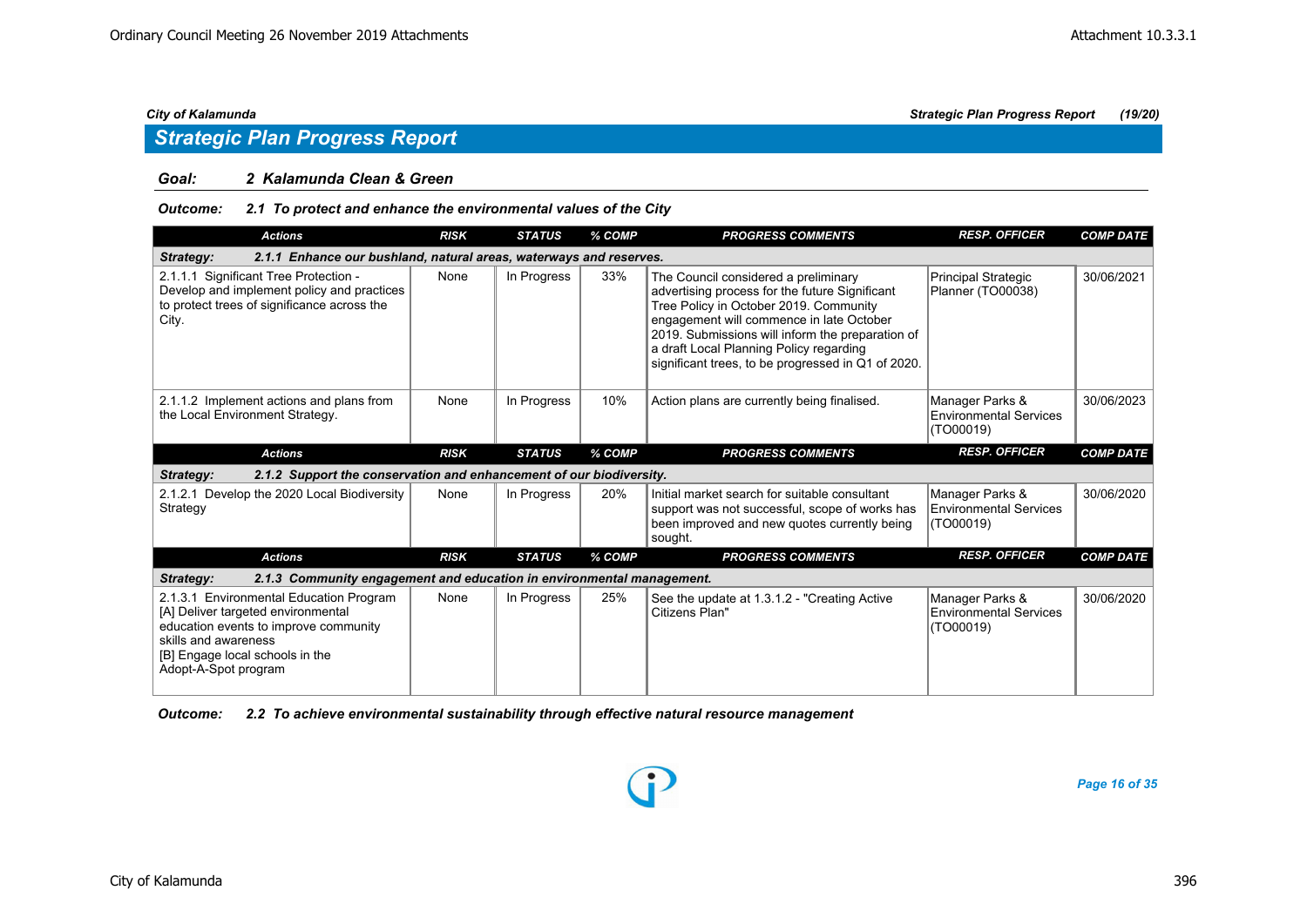## Strategic Plan Progress Report

**Goal:** ***2 Kalamunda Clean & Green***

**Outcome:** ***2.1 To protect and enhance the environmental values of the City***

| Actions | RISK | STATUS | % COMP | PROGRESS COMMENTS | RESP. OFFICER | COMP DATE |
|---|---|---|---|---|---|---|
| ***Strategy: 2.1.1 Enhance our bushland, natural areas, waterways and reserves.*** | | | | | | |
| 2.1.1.1 Significant Tree Protection - Develop and implement policy and practices to protect trees of significance across the City. | None | In Progress | 33% | The Council considered a preliminary advertising process for the future Significant Tree Policy in October 2019. Community engagement will commence in late October 2019. Submissions will inform the preparation of a draft Local Planning Policy regarding significant trees, to be progressed in Q1 of 2020. | Principal Strategic Planner (TO00038) | 30/06/2021 |
| 2.1.1.2 Implement actions and plans from the Local Environment Strategy. | None | In Progress | 10% | Action plans are currently being finalised. | Manager Parks & Environmental Services (TO00019) | 30/06/2023 |
| ***Strategy: 2.1.2 Support the conservation and enhancement of our biodiversity.*** | | | | | | |
| 2.1.2.1 Develop the 2020 Local Biodiversity Strategy | None | In Progress | 20% | Initial market search for suitable consultant support was not successful, scope of works has been improved and new quotes currently being sought. | Manager Parks & Environmental Services (TO00019) | 30/06/2020 |
| ***Strategy: 2.1.3 Community engagement and education in environmental management.*** | | | | | | |
| 2.1.3.1 Environmental Education Program [A] Deliver targeted environmental education events to improve community skills and awareness [B] Engage local schools in the Adopt-A-Spot program | None | In Progress | 25% | See the update at 1.3.1.2 - "Creating Active Citizens Plan" | Manager Parks & Environmental Services (TO00019) | 30/06/2020 |

**Outcome:** ***2.2 To achieve environmental sustainability through effective natural resource management***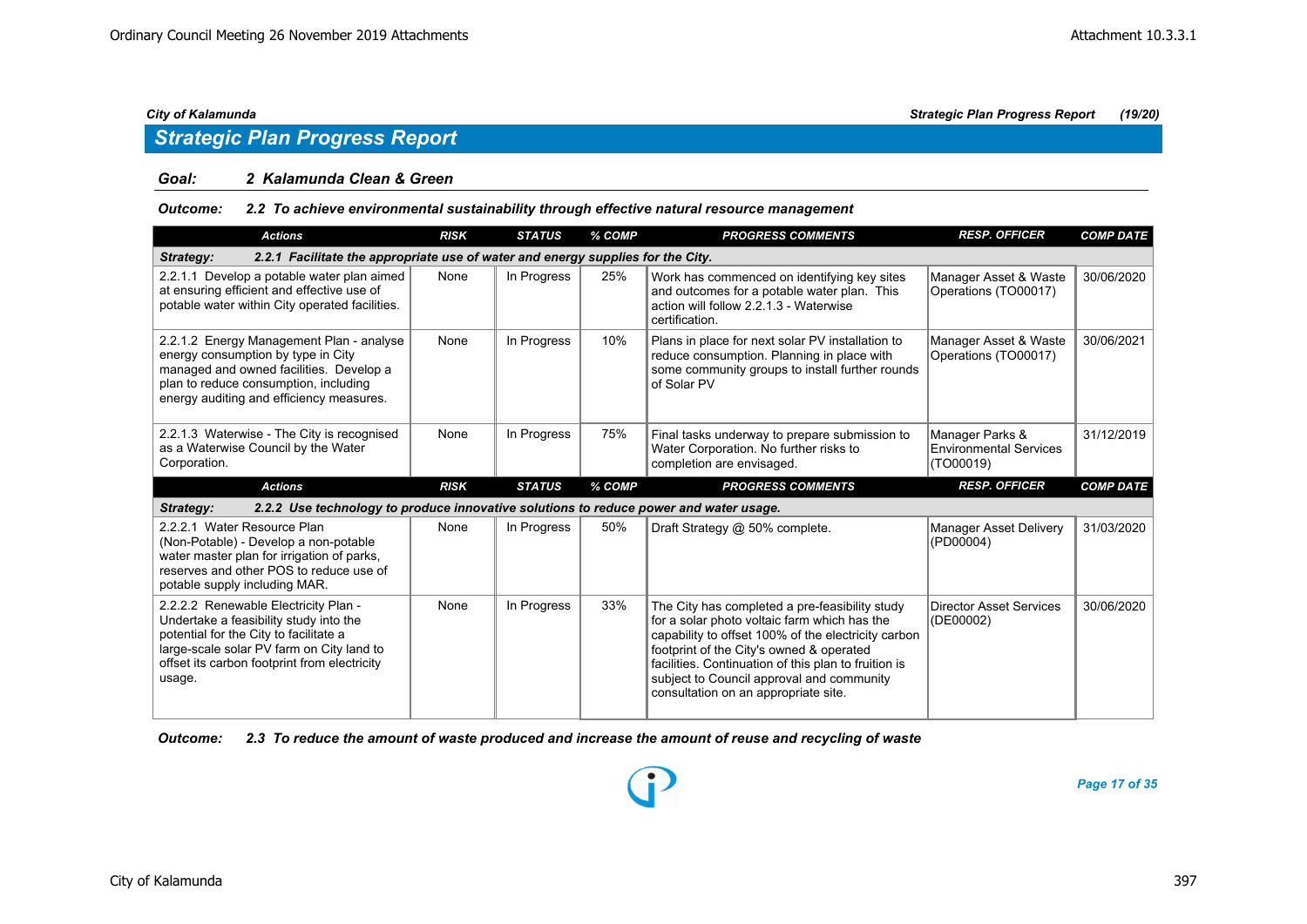## Strategic Plan Progress Report

### Goal: 2 Kalamunda Clean & Green

**Outcome: 2.2 To achieve environmental sustainability through effective natural resource management**

| Actions | RISK | STATUS | % COMP | PROGRESS COMMENTS | RESP. OFFICER | COMP DATE |
|---|---|---|---|---|---|---|
| **Strategy: 2.2.1 Facilitate the appropriate use of water and energy supplies for the City.** | | | | | | |
| 2.2.1.1 Develop a potable water plan aimed at ensuring efficient and effective use of potable water within City operated facilities. | None | In Progress | 25% | Work has commenced on identifying key sites and outcomes for a potable water plan. This action will follow 2.2.1.3 - Waterwise certification. | Manager Asset & Waste Operations (TO00017) | 30/06/2020 |
| 2.2.1.2 Energy Management Plan - analyse energy consumption by type in City managed and owned facilities. Develop a plan to reduce consumption, including energy auditing and efficiency measures. | None | In Progress | 10% | Plans in place for next solar PV installation to reduce consumption. Planning in place with some community groups to install further rounds of Solar PV | Manager Asset & Waste Operations (TO00017) | 30/06/2021 |
| 2.2.1.3 Waterwise - The City is recognised as a Waterwise Council by the Water Corporation. | None | In Progress | 75% | Final tasks underway to prepare submission to Water Corporation. No further risks to completion are envisaged. | Manager Parks & Environmental Services (TO00019) | 31/12/2019 |

| Actions | RISK | STATUS | % COMP | PROGRESS COMMENTS | RESP. OFFICER | COMP DATE |
|---|---|---|---|---|---|---|
| **Strategy: 2.2.2 Use technology to produce innovative solutions to reduce power and water usage.** | | | | | | |
| 2.2.2.1 Water Resource Plan (Non-Potable) - Develop a non-potable water master plan for irrigation of parks, reserves and other POS to reduce use of potable supply including MAR. | None | In Progress | 50% | Draft Strategy @ 50% complete. | Manager Asset Delivery (PD00004) | 31/03/2020 |
| 2.2.2.2 Renewable Electricity Plan - Undertake a feasibility study into the potential for the City to facilitate a large-scale solar PV farm on City land to offset its carbon footprint from electricity usage. | None | In Progress | 33% | The City has completed a pre-feasibility study for a solar photo voltaic farm which has the capability to offset 100% of the electricity carbon footprint of the City's owned & operated facilities. Continuation of this plan to fruition is subject to Council approval and community consultation on an appropriate site. | Director Asset Services (DE00002) | 30/06/2020 |

**Outcome: 2.3 To reduce the amount of waste produced and increase the amount of reuse and recycling of waste**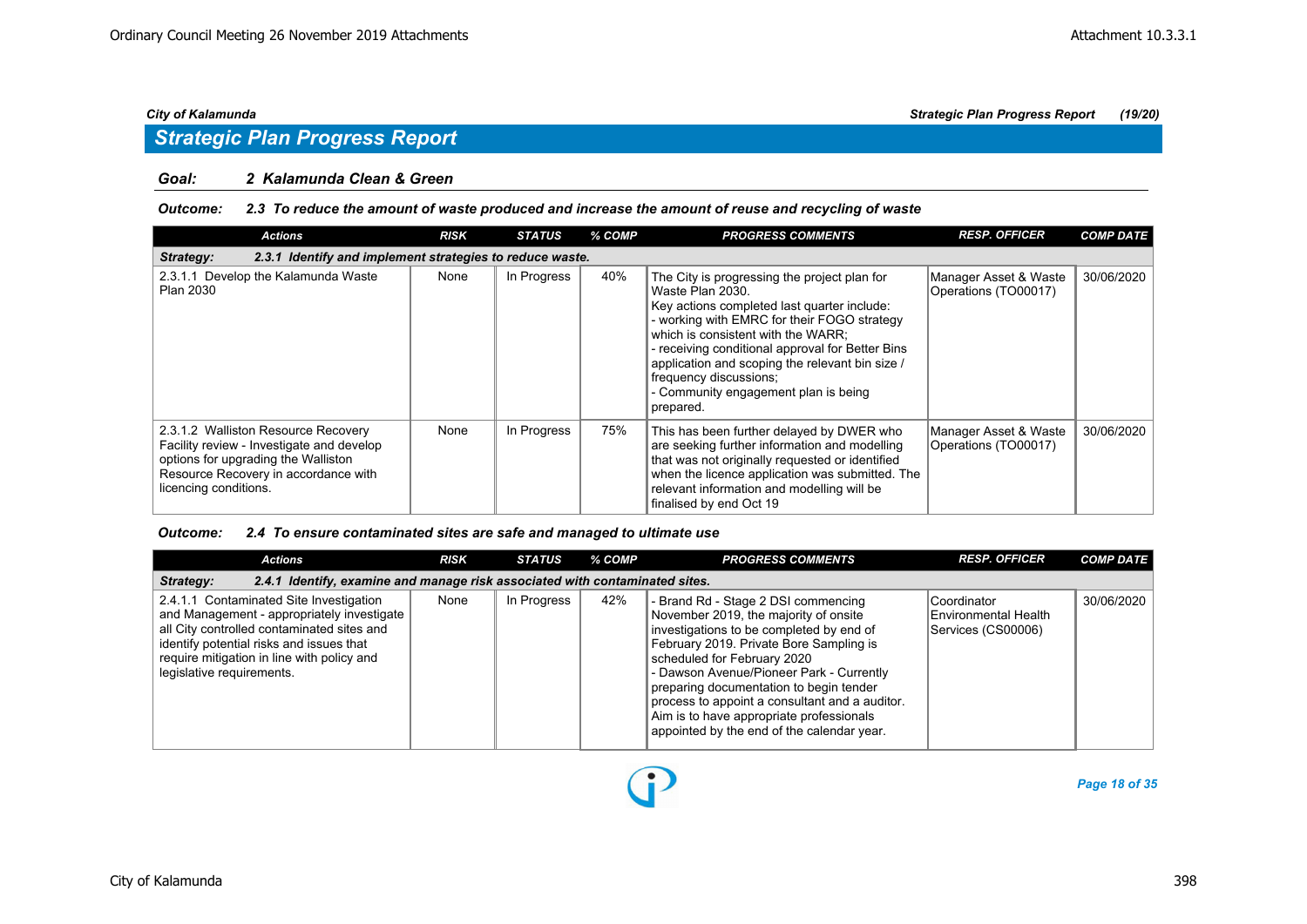## Strategic Plan Progress Report

### *Goal: 2 Kalamunda Clean & Green*

#### *Outcome: 2.3 To reduce the amount of waste produced and increase the amount of reuse and recycling of waste*

| Actions | RISK | STATUS | % COMP | PROGRESS COMMENTS | RESP. OFFICER | COMP DATE |
|---|---|---|---|---|---|---|
| ***Strategy: 2.3.1 Identify and implement strategies to reduce waste.*** | | | | | | |
| 2.3.1.1 Develop the Kalamunda Waste Plan 2030 | None | In Progress | 40% | The City is progressing the project plan for Waste Plan 2030.<br>Key actions completed last quarter include:<br>- working with EMRC for their FOGO strategy which is consistent with the WARR;<br>- receiving conditional approval for Better Bins application and scoping the relevant bin size / frequency discussions;<br>- Community engagement plan is being prepared. | Manager Asset & Waste Operations (TO00017) | 30/06/2020 |
| 2.3.1.2 Walliston Resource Recovery Facility review - Investigate and develop options for upgrading the Walliston Resource Recovery in accordance with licencing conditions. | None | In Progress | 75% | This has been further delayed by DWER who are seeking further information and modelling that was not originally requested or identified when the licence application was submitted. The relevant information and modelling will be finalised by end Oct 19 | Manager Asset & Waste Operations (TO00017) | 30/06/2020 |

#### *Outcome: 2.4 To ensure contaminated sites are safe and managed to ultimate use*

| Actions | RISK | STATUS | % COMP | PROGRESS COMMENTS | RESP. OFFICER | COMP DATE |
|---|---|---|---|---|---|---|
| ***Strategy: 2.4.1 Identify, examine and manage risk associated with contaminated sites.*** | | | | | | |
| 2.4.1.1 Contaminated Site Investigation and Management - appropriately investigate all City controlled contaminated sites and identify potential risks and issues that require mitigation in line with policy and legislative requirements. | None | In Progress | 42% | - Brand Rd - Stage 2 DSI commencing November 2019, the majority of onsite investigations to be completed by end of February 2019. Private Bore Sampling is scheduled for February 2020<br>- Dawson Avenue/Pioneer Park - Currently preparing documentation to begin tender process to appoint a consultant and a auditor. Aim is to have appropriate professionals appointed by the end of the calendar year. | Coordinator Environmental Health Services (CS00006) | 30/06/2020 |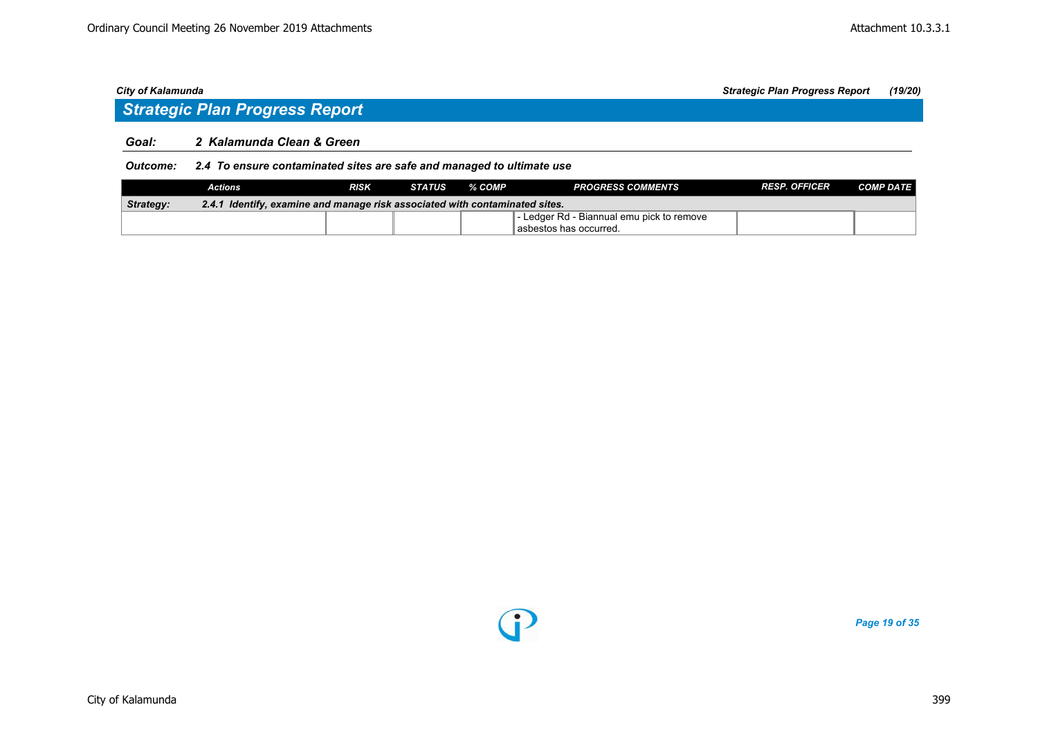## Strategic Plan Progress Report

**Goal:** **2 Kalamunda Clean & Green**

**Outcome:** **2.4 To ensure contaminated sites are safe and managed to ultimate use**

| Actions | RISK | STATUS | % COMP | PROGRESS COMMENTS | RESP. OFFICER | COMP DATE |
|---|---|---|---|---|---|---|
| **Strategy: 2.4.1 Identify, examine and manage risk associated with contaminated sites.** | | | | | | |
| | | | | - Ledger Rd - Biannual emu pick to remove asbestos has occurred. | | |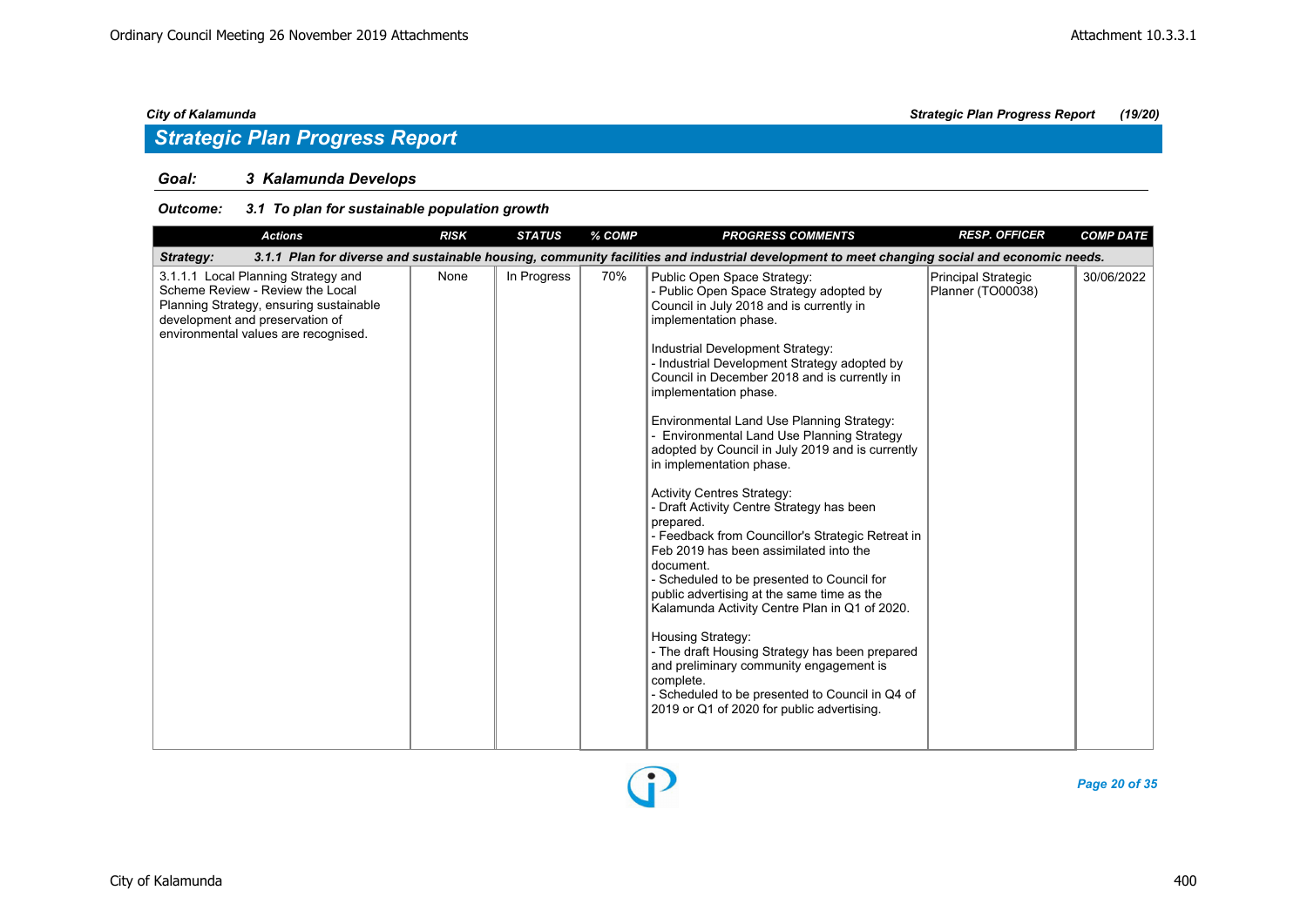## Strategic Plan Progress Report

### Goal: 3 Kalamunda Develops

#### Outcome: 3.1 To plan for sustainable population growth

| Actions | RISK | STATUS | % COMP | PROGRESS COMMENTS | RESP. OFFICER | COMP DATE |
|---|---|---|---|---|---|---|
| **Strategy: 3.1.1 Plan for diverse and sustainable housing, community facilities and industrial development to meet changing social and economic needs.** | | | | | | |
| 3.1.1.1 Local Planning Strategy and Scheme Review - Review the Local Planning Strategy, ensuring sustainable development and preservation of environmental values are recognised. | None | In Progress | 70% | Public Open Space Strategy:<br>- Public Open Space Strategy adopted by Council in July 2018 and is currently in implementation phase.<br><br>Industrial Development Strategy:<br>- Industrial Development Strategy adopted by Council in December 2018 and is currently in implementation phase.<br><br>Environmental Land Use Planning Strategy:<br>- Environmental Land Use Planning Strategy adopted by Council in July 2019 and is currently in implementation phase.<br><br>Activity Centres Strategy:<br>- Draft Activity Centre Strategy has been prepared.<br>- Feedback from Councillor's Strategic Retreat in Feb 2019 has been assimilated into the document.<br>- Scheduled to be presented to Council for public advertising at the same time as the Kalamunda Activity Centre Plan in Q1 of 2020.<br><br>Housing Strategy:<br>- The draft Housing Strategy has been prepared and preliminary community engagement is complete.<br>- Scheduled to be presented to Council in Q4 of 2019 or Q1 of 2020 for public advertising. | Principal Strategic Planner (TO00038) | 30/06/2022 |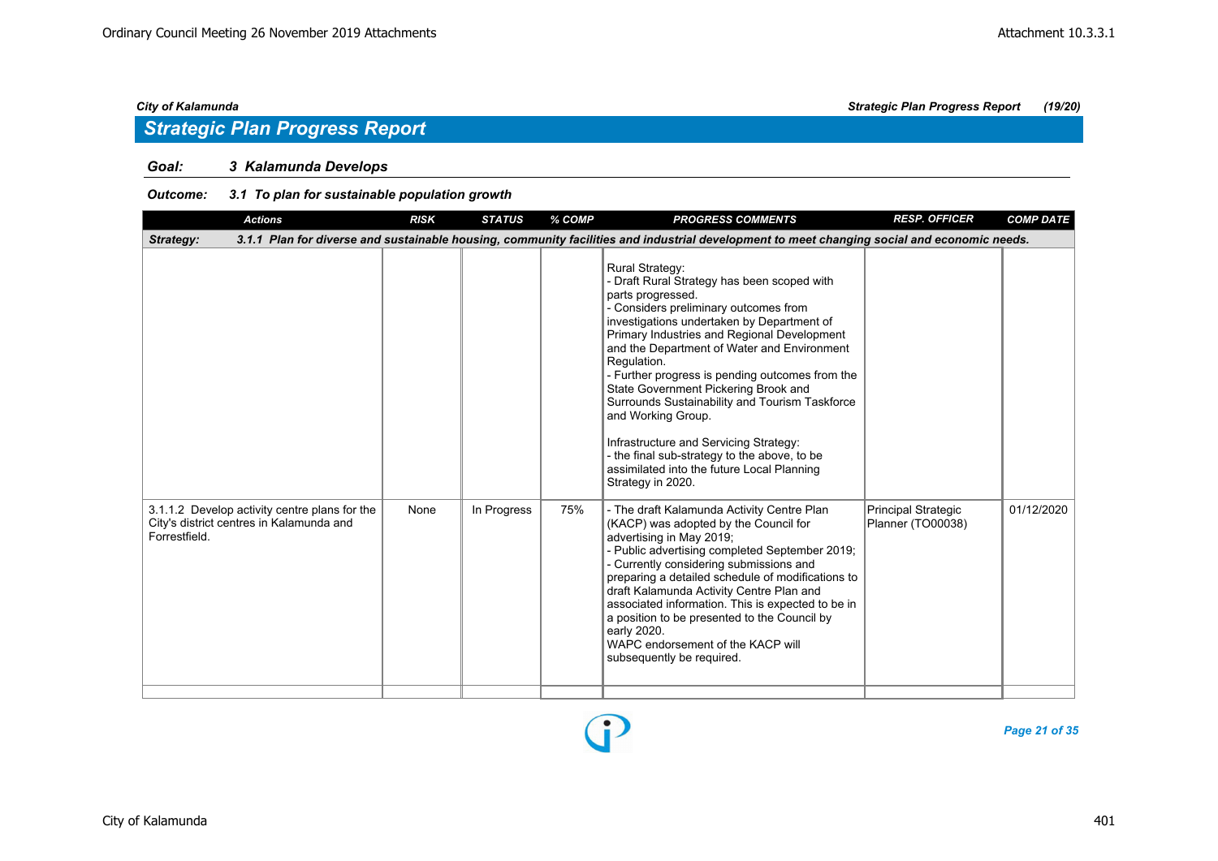## Strategic Plan Progress Report

### Goal: 3 Kalamunda Develops

#### Outcome: 3.1 To plan for sustainable population growth

| Actions | RISK | STATUS | % COMP | PROGRESS COMMENTS | RESP. OFFICER | COMP DATE |
|---|---|---|---|---|---|---|
| **Strategy: 3.1.1 Plan for diverse and sustainable housing, community facilities and industrial development to meet changing social and economic needs.** | | | | | | |
| | | | | Rural Strategy:<br>- Draft Rural Strategy has been scoped with parts progressed.<br>- Considers preliminary outcomes from investigations undertaken by Department of Primary Industries and Regional Development and the Department of Water and Environment Regulation.<br>- Further progress is pending outcomes from the State Government Pickering Brook and Surrounds Sustainability and Tourism Taskforce and Working Group.<br><br>Infrastructure and Servicing Strategy:<br>- the final sub-strategy to the above, to be assimilated into the future Local Planning Strategy in 2020. | | |
| 3.1.1.2 Develop activity centre plans for the City's district centres in Kalamunda and Forrestfield. | None | In Progress | 75% | - The draft Kalamunda Activity Centre Plan (KACP) was adopted by the Council for advertising in May 2019;<br>- Public advertising completed September 2019;<br>- Currently considering submissions and preparing a detailed schedule of modifications to draft Kalamunda Activity Centre Plan and associated information. This is expected to be in a position to be presented to the Council by early 2020.<br>WAPC endorsement of the KACP will subsequently be required. | Principal Strategic Planner (TO00038) | 01/12/2020 |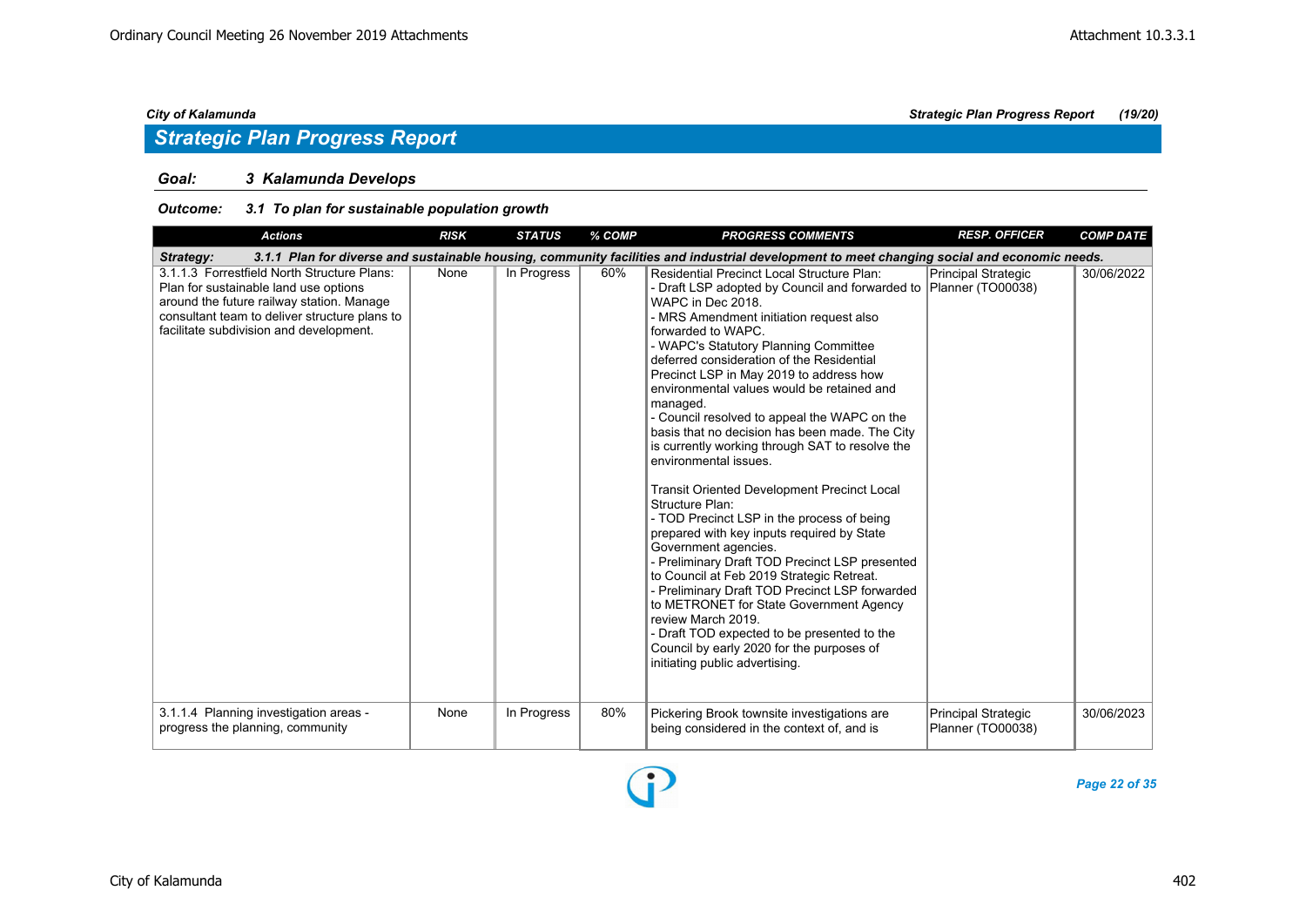## Strategic Plan Progress Report

### Goal: 3 Kalamunda Develops

#### Outcome: 3.1 To plan for sustainable population growth

| Actions | RISK | STATUS | % COMP | PROGRESS COMMENTS | RESP. OFFICER | COMP DATE |
|---|---|---|---|---|---|---|
| **Strategy: 3.1.1 Plan for diverse and sustainable housing, community facilities and industrial development to meet changing social and economic needs.** | | | | | | |
| 3.1.1.3 Forrestfield North Structure Plans: Plan for sustainable land use options around the future railway station. Manage consultant team to deliver structure plans to facilitate subdivision and development. | None | In Progress | 60% | Residential Precinct Local Structure Plan:<br>- Draft LSP adopted by Council and forwarded to WAPC in Dec 2018.<br>- MRS Amendment initiation request also forwarded to WAPC.<br>- WAPC's Statutory Planning Committee deferred consideration of the Residential Precinct LSP in May 2019 to address how environmental values would be retained and managed.<br>- Council resolved to appeal the WAPC on the basis that no decision has been made. The City is currently working through SAT to resolve the environmental issues.<br><br>Transit Oriented Development Precinct Local Structure Plan:<br>- TOD Precinct LSP in the process of being prepared with key inputs required by State Government agencies.<br>- Preliminary Draft TOD Precinct LSP presented to Council at Feb 2019 Strategic Retreat.<br>- Preliminary Draft TOD Precinct LSP forwarded to METRONET for State Government Agency review March 2019.<br>- Draft TOD expected to be presented to the Council by early 2020 for the purposes of initiating public advertising. | Principal Strategic Planner (TO00038) | 30/06/2022 |
| 3.1.1.4 Planning investigation areas - progress the planning, community | None | In Progress | 80% | Pickering Brook townsite investigations are being considered in the context of, and is | Principal Strategic Planner (TO00038) | 30/06/2023 |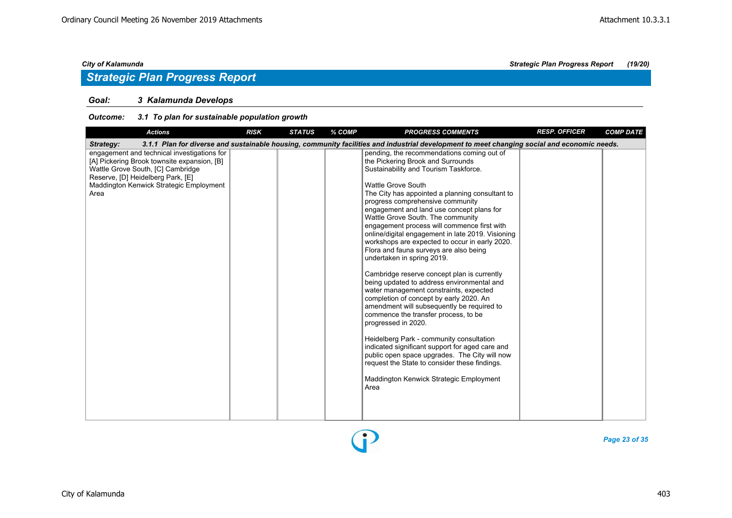## Strategic Plan Progress Report

### Goal: 3 Kalamunda Develops

#### Outcome: 3.1 To plan for sustainable population growth

| Actions | RISK | STATUS | % COMP | PROGRESS COMMENTS | RESP. OFFICER | COMP DATE |
|---|---|---|---|---|---|---|
| **Strategy: 3.1.1 Plan for diverse and sustainable housing, community facilities and industrial development to meet changing social and economic needs.** | | | | | | |
| engagement and technical investigations for [A] Pickering Brook townsite expansion, [B] Wattle Grove South, [C] Cambridge Reserve, [D] Heidelberg Park, [E] Maddington Kenwick Strategic Employment Area | | | | pending, the recommendations coming out of the Pickering Brook and Surrounds Sustainability and Tourism Taskforce.<br><br>Wattle Grove South<br>The City has appointed a planning consultant to progress comprehensive community engagement and land use concept plans for Wattle Grove South. The community engagement process will commence first with online/digital engagement in late 2019. Visioning workshops are expected to occur in early 2020. Flora and fauna surveys are also being undertaken in spring 2019.<br><br>Cambridge reserve concept plan is currently being updated to address environmental and water management constraints, expected completion of concept by early 2020. An amendment will subsequently be required to commence the transfer process, to be progressed in 2020.<br><br>Heidelberg Park - community consultation indicated significant support for aged care and public open space upgrades. The City will now request the State to consider these findings.<br><br>Maddington Kenwick Strategic Employment Area | | |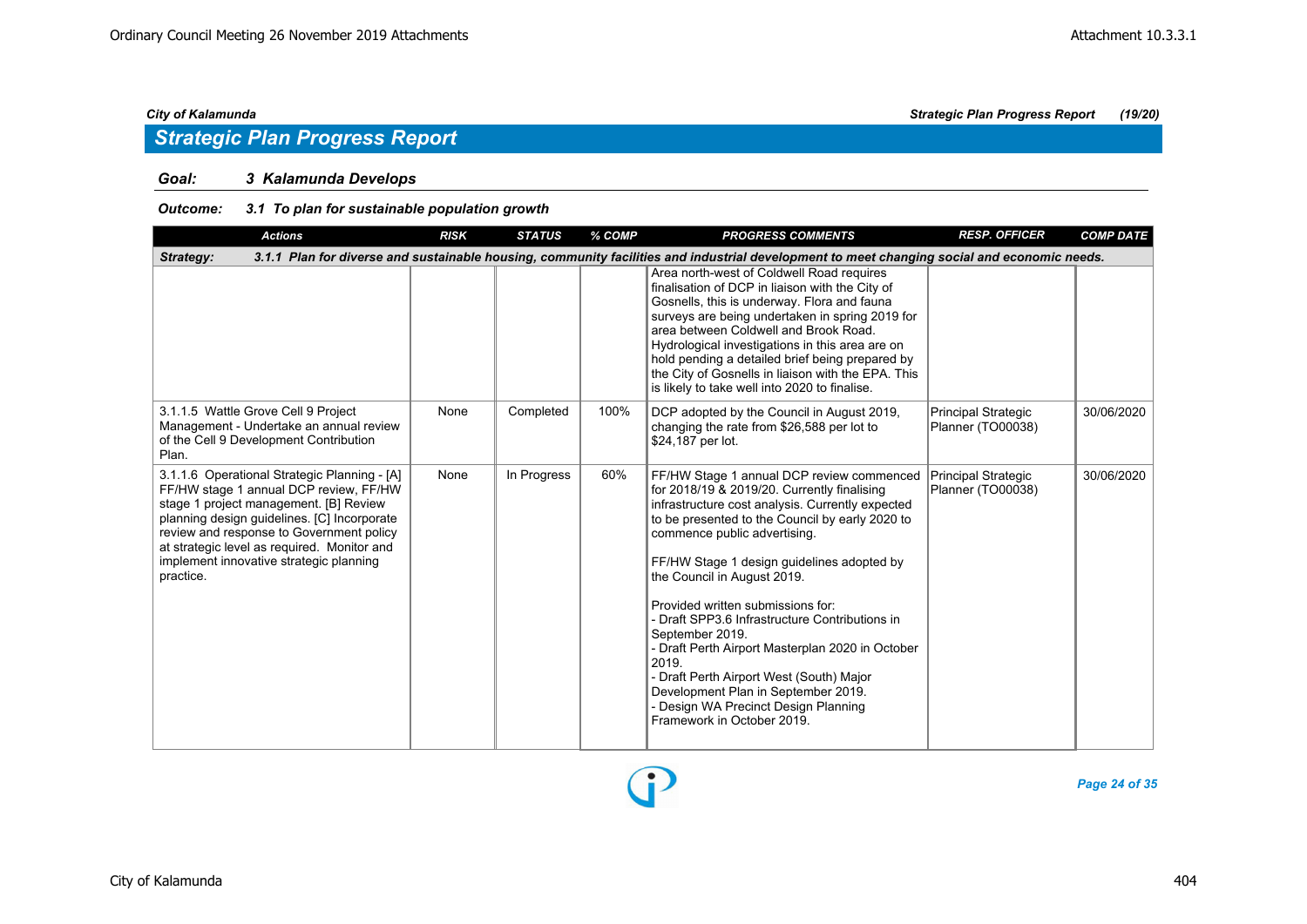## Strategic Plan Progress Report

**Goal:** **3 Kalamunda Develops**

**Outcome:** **3.1 To plan for sustainable population growth**

| Actions | RISK | STATUS | % COMP | PROGRESS COMMENTS | RESP. OFFICER | COMP DATE |
|---|---|---|---|---|---|---|
| **Strategy: 3.1.1 Plan for diverse and sustainable housing, community facilities and industrial development to meet changing social and economic needs.** | | | | | | |
| | | | | Area north-west of Coldwell Road requires finalisation of DCP in liaison with the City of Gosnells, this is underway. Flora and fauna surveys are being undertaken in spring 2019 for area between Coldwell and Brook Road. Hydrological investigations in this area are on hold pending a detailed brief being prepared by the City of Gosnells in liaison with the EPA. This is likely to take well into 2020 to finalise. | | |
| 3.1.1.5 Wattle Grove Cell 9 Project Management - Undertake an annual review of the Cell 9 Development Contribution Plan. | None | Completed | 100% | DCP adopted by the Council in August 2019, changing the rate from $26,588 per lot to $24,187 per lot. | Principal Strategic Planner (TO00038) | 30/06/2020 |
| 3.1.1.6 Operational Strategic Planning - [A] FF/HW stage 1 annual DCP review, FF/HW stage 1 project management. [B] Review planning design guidelines. [C] Incorporate review and response to Government policy at strategic level as required. Monitor and implement innovative strategic planning practice. | None | In Progress | 60% | FF/HW Stage 1 annual DCP review commenced for 2018/19 & 2019/20. Currently finalising infrastructure cost analysis. Currently expected to be presented to the Council by early 2020 to commence public advertising.<br><br>FF/HW Stage 1 design guidelines adopted by the Council in August 2019.<br><br>Provided written submissions for:<br>- Draft SPP3.6 Infrastructure Contributions in September 2019.<br>- Draft Perth Airport Masterplan 2020 in October 2019.<br>- Draft Perth Airport West (South) Major Development Plan in September 2019.<br>- Design WA Precinct Design Planning Framework in October 2019. | Principal Strategic Planner (TO00038) | 30/06/2020 |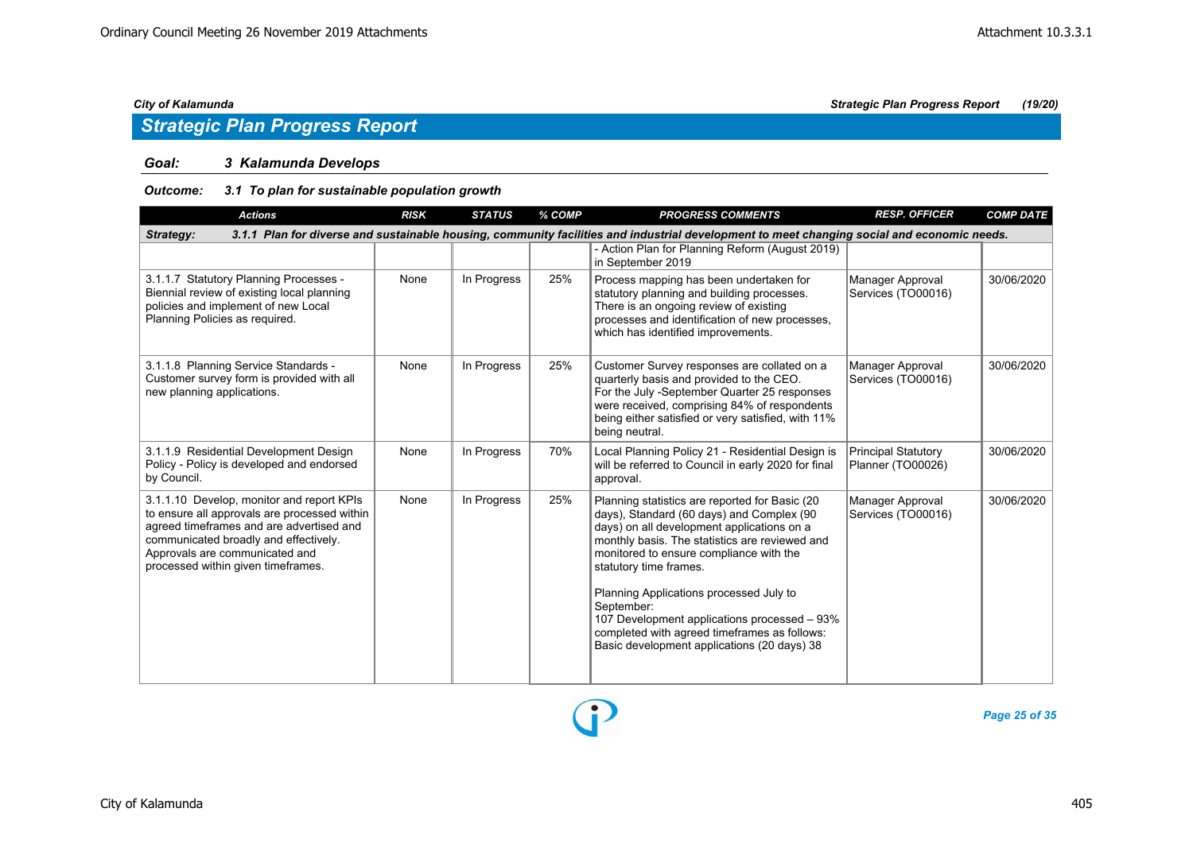## Strategic Plan Progress Report

### Goal: 3 Kalamunda Develops

#### Outcome: 3.1 To plan for sustainable population growth

| Actions | RISK | STATUS | % COMP | PROGRESS COMMENTS | RESP. OFFICER | COMP DATE |
|---|---|---|---|---|---|---|
| **Strategy: 3.1.1 Plan for diverse and sustainable housing, community facilities and industrial development to meet changing social and economic needs.** | | | | | | |
| | | | | - Action Plan for Planning Reform (August 2019) in September 2019 | | |
| 3.1.1.7 Statutory Planning Processes - Biennial review of existing local planning policies and implement of new Local Planning Policies as required. | None | In Progress | 25% | Process mapping has been undertaken for statutory planning and building processes. There is an ongoing review of existing processes and identification of new processes, which has identified improvements. | Manager Approval Services (TO00016) | 30/06/2020 |
| 3.1.1.8 Planning Service Standards - Customer survey form is provided with all new planning applications. | None | In Progress | 25% | Customer Survey responses are collated on a quarterly basis and provided to the CEO. For the July -September Quarter 25 responses were received, comprising 84% of respondents being either satisfied or very satisfied, with 11% being neutral. | Manager Approval Services (TO00016) | 30/06/2020 |
| 3.1.1.9 Residential Development Design Policy - Policy is developed and endorsed by Council. | None | In Progress | 70% | Local Planning Policy 21 - Residential Design is will be referred to Council in early 2020 for final approval. | Principal Statutory Planner (TO00026) | 30/06/2020 |
| 3.1.1.10 Develop, monitor and report KPIs to ensure all approvals are processed within agreed timeframes and are advertised and communicated broadly and effectively. Approvals are communicated and processed within given timeframes. | None | In Progress | 25% | Planning statistics are reported for Basic (20 days), Standard (60 days) and Complex (90 days) on all development applications on a monthly basis. The statistics are reviewed and monitored to ensure compliance with the statutory time frames.<br><br>Planning Applications processed July to September:<br>107 Development applications processed – 93% completed with agreed timeframes as follows:<br>Basic development applications (20 days) 38 | Manager Approval Services (TO00016) | 30/06/2020 |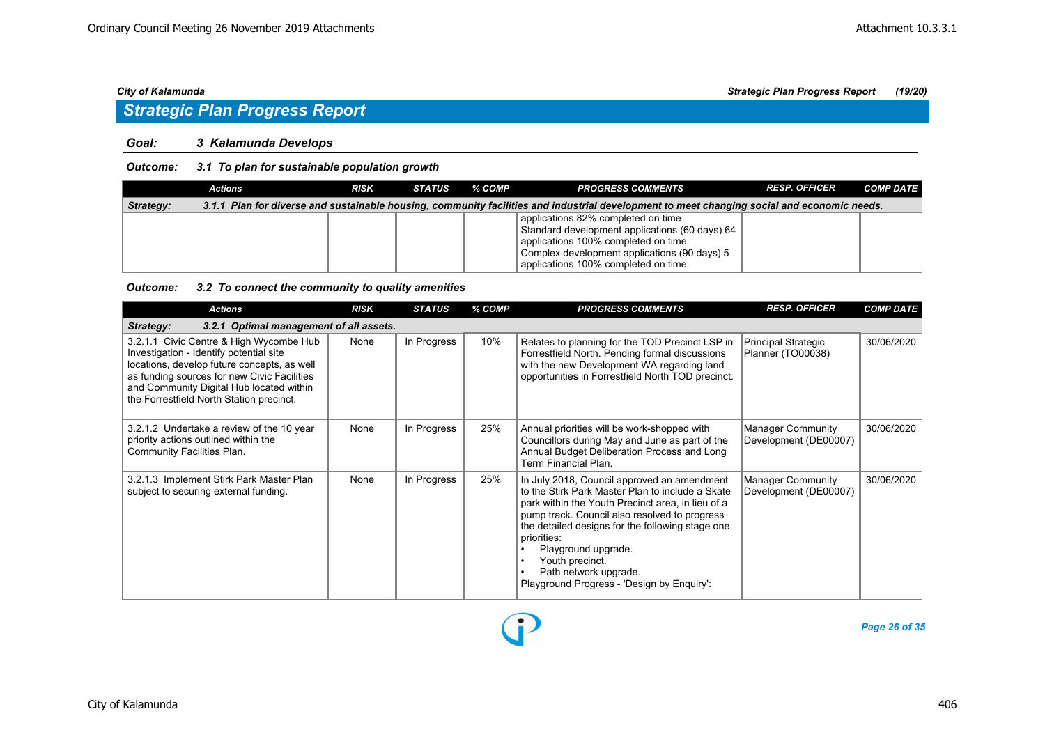## Strategic Plan Progress Report

**Goal: 3 Kalamunda Develops**

***Outcome: 3.1 To plan for sustainable population growth***

| Actions | RISK | STATUS | % COMP | PROGRESS COMMENTS | RESP. OFFICER | COMP DATE |
|---|---|---|---|---|---|---|
| ***Strategy: 3.1.1 Plan for diverse and sustainable housing, community facilities and industrial development to meet changing social and economic needs.*** | | | | | | |
| | | | | applications 82% completed on time<br>Standard development applications (60 days) 64 applications 100% completed on time<br>Complex development applications (90 days) 5 applications 100% completed on time | | |

***Outcome: 3.2 To connect the community to quality amenities***

| Actions | RISK | STATUS | % COMP | PROGRESS COMMENTS | RESP. OFFICER | COMP DATE |
|---|---|---|---|---|---|---|
| ***Strategy: 3.2.1 Optimal management of all assets.*** | | | | | | |
| 3.2.1.1 Civic Centre & High Wycombe Hub Investigation - Identify potential site locations, develop future concepts, as well as funding sources for new Civic Facilities and Community Digital Hub located within the Forrestfield North Station precinct. | None | In Progress | 10% | Relates to planning for the TOD Precinct LSP in Forrestfield North. Pending formal discussions with the new Development WA regarding land opportunities in Forrestfield North TOD precinct. | Principal Strategic Planner (TO00038) | 30/06/2020 |
| 3.2.1.2 Undertake a review of the 10 year priority actions outlined within the Community Facilities Plan. | None | In Progress | 25% | Annual priorities will be work-shopped with Councillors during May and June as part of the Annual Budget Deliberation Process and Long Term Financial Plan. | Manager Community Development (DE00007) | 30/06/2020 |
| 3.2.1.3 Implement Stirk Park Master Plan subject to securing external funding. | None | In Progress | 25% | In July 2018, Council approved an amendment to the Stirk Park Master Plan to include a Skate park within the Youth Precinct area, in lieu of a pump track. Council also resolved to progress the detailed designs for the following stage one priorities:<br>• Playground upgrade.<br>• Youth precinct.<br>• Path network upgrade.<br>Playground Progress - 'Design by Enquiry': | Manager Community Development (DE00007) | 30/06/2020 |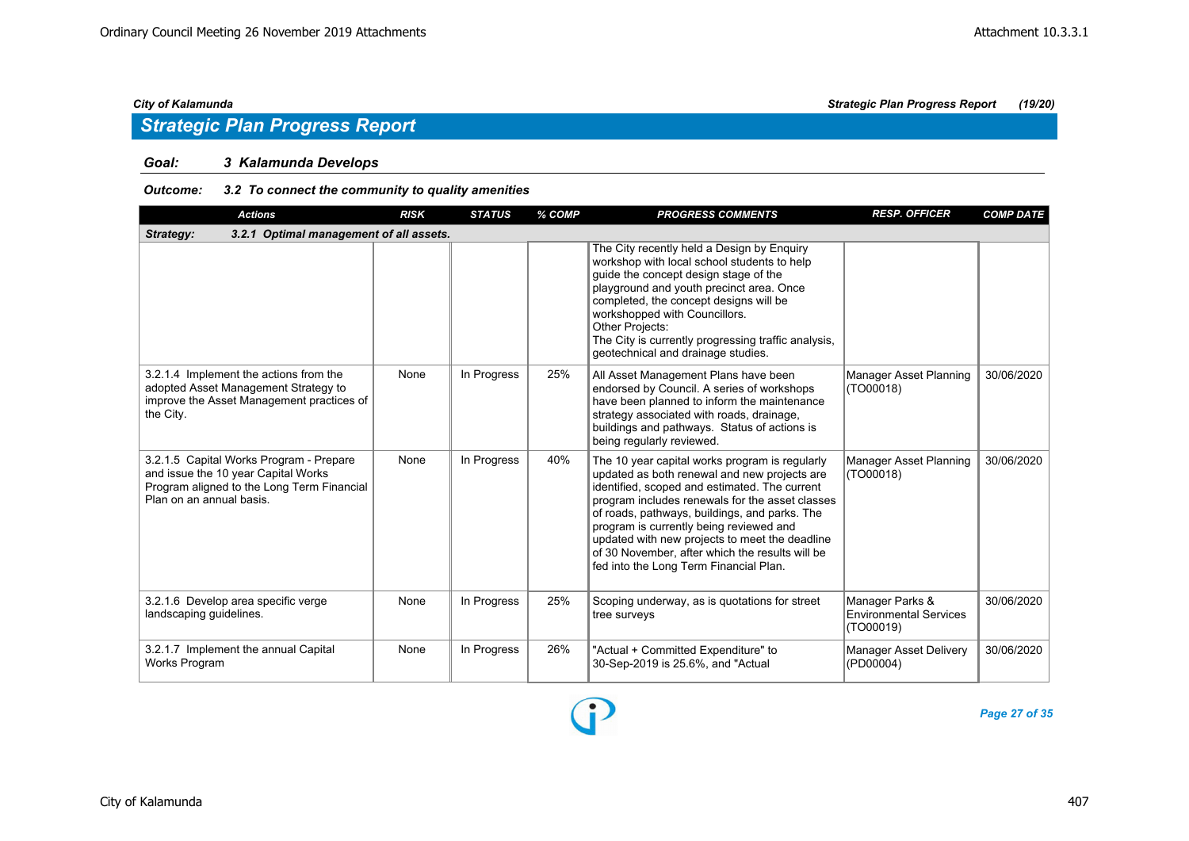## Strategic Plan Progress Report

### Goal: 3 Kalamunda Develops

#### Outcome: 3.2 To connect the community to quality amenities

| Actions | RISK | STATUS | % COMP | PROGRESS COMMENTS | RESP. OFFICER | COMP DATE |
|---|---|---|---|---|---|---|
| **Strategy: 3.2.1 Optimal management of all assets.** | | | | | | |
| | | | | The City recently held a Design by Enquiry workshop with local school students to help guide the concept design stage of the playground and youth precinct area. Once completed, the concept designs will be workshopped with Councillors.<br>Other Projects:<br>The City is currently progressing traffic analysis, geotechnical and drainage studies. | | |
| 3.2.1.4 Implement the actions from the adopted Asset Management Strategy to improve the Asset Management practices of the City. | None | In Progress | 25% | All Asset Management Plans have been endorsed by Council. A series of workshops have been planned to inform the maintenance strategy associated with roads, drainage, buildings and pathways. Status of actions is being regularly reviewed. | Manager Asset Planning (TO00018) | 30/06/2020 |
| 3.2.1.5 Capital Works Program - Prepare and issue the 10 year Capital Works Program aligned to the Long Term Financial Plan on an annual basis. | None | In Progress | 40% | The 10 year capital works program is regularly updated as both renewal and new projects are identified, scoped and estimated. The current program includes renewals for the asset classes of roads, pathways, buildings, and parks. The program is currently being reviewed and updated with new projects to meet the deadline of 30 November, after which the results will be fed into the Long Term Financial Plan. | Manager Asset Planning (TO00018) | 30/06/2020 |
| 3.2.1.6 Develop area specific verge landscaping guidelines. | None | In Progress | 25% | Scoping underway, as is quotations for street tree surveys | Manager Parks & Environmental Services (TO00019) | 30/06/2020 |
| 3.2.1.7 Implement the annual Capital Works Program | None | In Progress | 26% | "Actual + Committed Expenditure" to 30-Sep-2019 is 25.6%, and "Actual | Manager Asset Delivery (PD00004) | 30/06/2020 |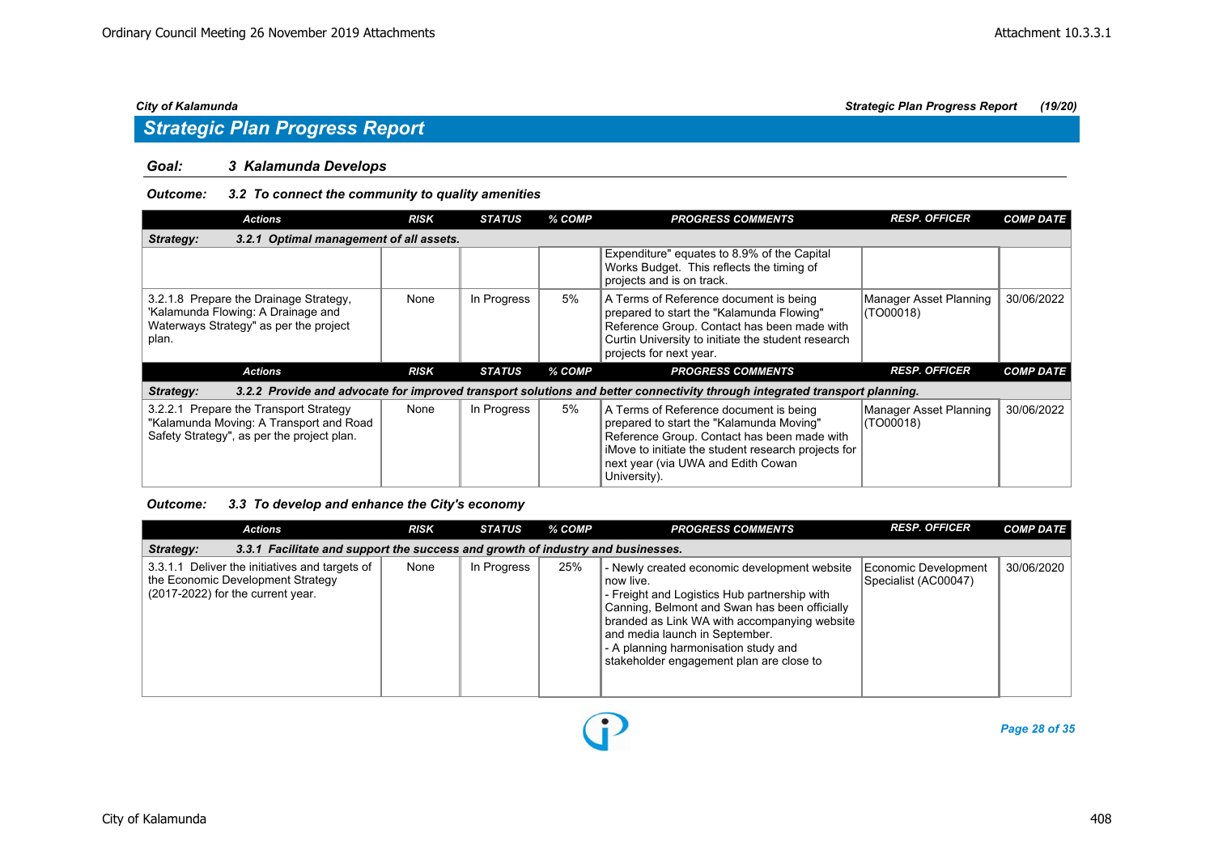## Strategic Plan Progress Report

### Goal: 3 Kalamunda Develops

#### Outcome: 3.2 To connect the community to quality amenities

| Actions | RISK | STATUS | % COMP | PROGRESS COMMENTS | RESP. OFFICER | COMP DATE |
|---|---|---|---|---|---|---|
| **Strategy: 3.2.1 Optimal management of all assets.** | | | | | | |
| | | | | Expenditure" equates to 8.9% of the Capital Works Budget. This reflects the timing of projects and is on track. | | |
| 3.2.1.8 Prepare the Drainage Strategy, 'Kalamunda Flowing: A Drainage and Waterways Strategy" as per the project plan. | None | In Progress | 5% | A Terms of Reference document is being prepared to start the "Kalamunda Flowing" Reference Group. Contact has been made with Curtin University to initiate the student research projects for next year. | Manager Asset Planning (TO00018) | 30/06/2022 |
| **Strategy: 3.2.2 Provide and advocate for improved transport solutions and better connectivity through integrated transport planning.** | | | | | | |
| 3.2.2.1 Prepare the Transport Strategy "Kalamunda Moving: A Transport and Road Safety Strategy", as per the project plan. | None | In Progress | 5% | A Terms of Reference document is being prepared to start the "Kalamunda Moving" Reference Group. Contact has been made with iMove to initiate the student research projects for next year (via UWA and Edith Cowan University). | Manager Asset Planning (TO00018) | 30/06/2022 |

#### Outcome: 3.3 To develop and enhance the City's economy

| Actions | RISK | STATUS | % COMP | PROGRESS COMMENTS | RESP. OFFICER | COMP DATE |
|---|---|---|---|---|---|---|
| **Strategy: 3.3.1 Facilitate and support the success and growth of industry and businesses.** | | | | | | |
| 3.3.1.1 Deliver the initiatives and targets of the Economic Development Strategy (2017-2022) for the current year. | None | In Progress | 25% | - Newly created economic development website now live.<br>- Freight and Logistics Hub partnership with Canning, Belmont and Swan has been officially branded as Link WA with accompanying website and media launch in September.<br>- A planning harmonisation study and stakeholder engagement plan are close to | Economic Development Specialist (AC00047) | 30/06/2020 |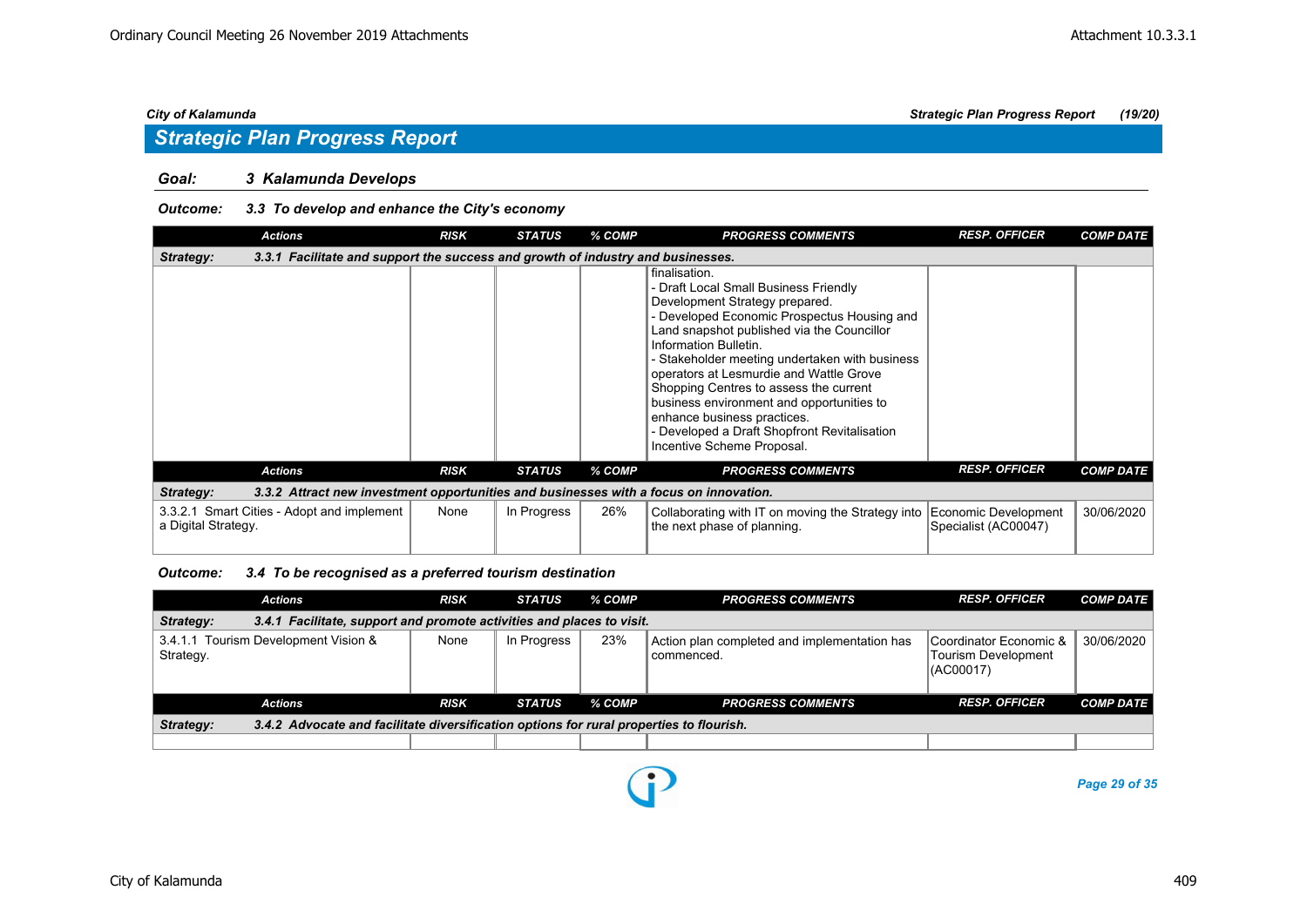## Strategic Plan Progress Report

**Goal:** **3 Kalamunda Develops**

**Outcome:** **3.3 To develop and enhance the City's economy**

| Actions | RISK | STATUS | % COMP | PROGRESS COMMENTS | RESP. OFFICER | COMP DATE |
|---|---|---|---|---|---|---|
| **Strategy: 3.3.1 Facilitate and support the success and growth of industry and businesses.** | | | | | | |
| | | | | finalisation.<br>- Draft Local Small Business Friendly Development Strategy prepared.<br>- Developed Economic Prospectus Housing and Land snapshot published via the Councillor Information Bulletin.<br>- Stakeholder meeting undertaken with business operators at Lesmurdie and Wattle Grove Shopping Centres to assess the current business environment and opportunities to enhance business practices.<br>- Developed a Draft Shopfront Revitalisation Incentive Scheme Proposal. | | |

| Actions | RISK | STATUS | % COMP | PROGRESS COMMENTS | RESP. OFFICER | COMP DATE |
|---|---|---|---|---|---|---|
| **Strategy: 3.3.2 Attract new investment opportunities and businesses with a focus on innovation.** | | | | | | |
| 3.3.2.1 Smart Cities - Adopt and implement a Digital Strategy. | None | In Progress | 26% | Collaborating with IT on moving the Strategy into the next phase of planning. | Economic Development Specialist (AC00047) | 30/06/2020 |

**Outcome:** **3.4 To be recognised as a preferred tourism destination**

| Actions | RISK | STATUS | % COMP | PROGRESS COMMENTS | RESP. OFFICER | COMP DATE |
|---|---|---|---|---|---|---|
| **Strategy: 3.4.1 Facilitate, support and promote activities and places to visit.** | | | | | | |
| 3.4.1.1 Tourism Development Vision & Strategy. | None | In Progress | 23% | Action plan completed and implementation has commenced. | Coordinator Economic & Tourism Development (AC00017) | 30/06/2020 |

| Actions | RISK | STATUS | % COMP | PROGRESS COMMENTS | RESP. OFFICER | COMP DATE |
|---|---|---|---|---|---|---|
| **Strategy: 3.4.2 Advocate and facilitate diversification options for rural properties to flourish.** | | | | | | |
| | | | | | | |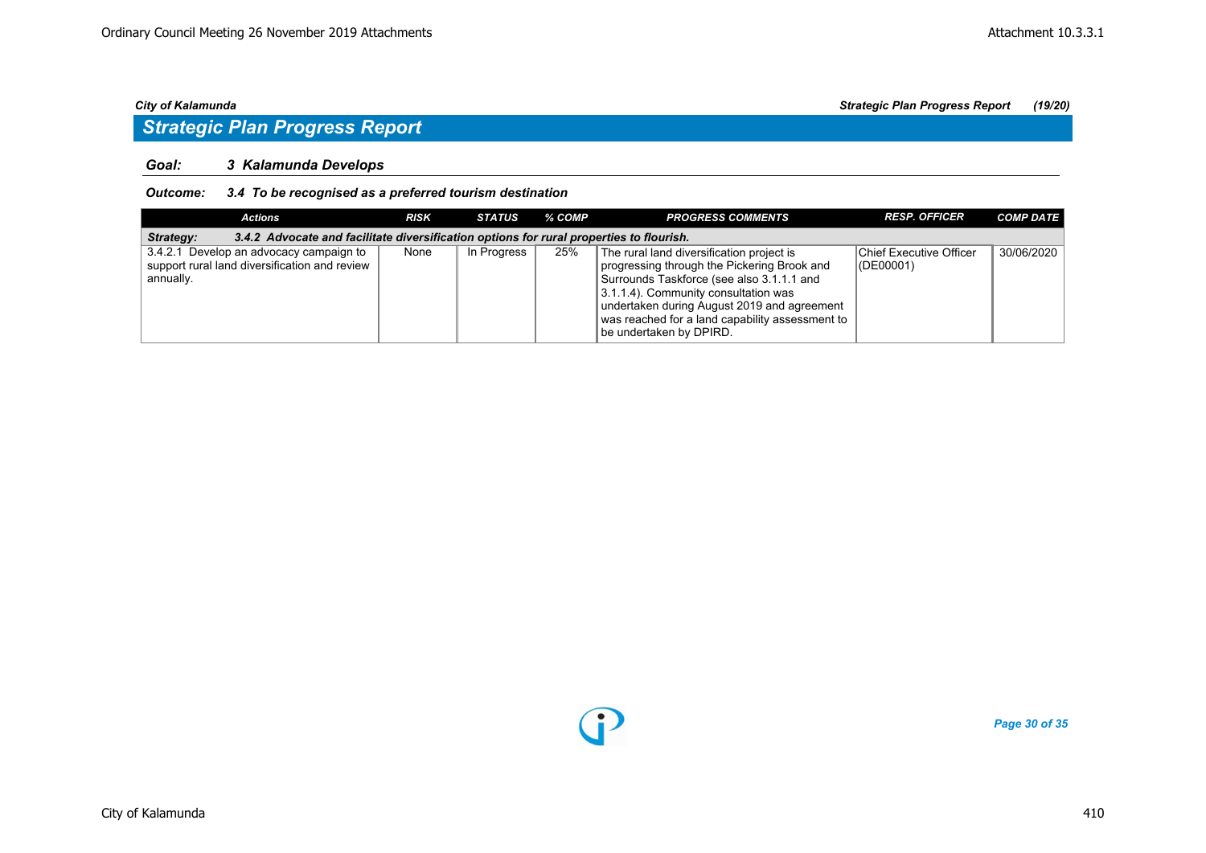*City of Kalamunda* | *Strategic Plan Progress Report (19/20)*

## *Strategic Plan Progress Report*

### *Goal: 3 Kalamunda Develops*

#### *Outcome: 3.4 To be recognised as a preferred tourism destination*

| Actions | RISK | STATUS | % COMP | PROGRESS COMMENTS | RESP. OFFICER | COMP DATE |
|---|---|---|---|---|---|---|
| ***Strategy: 3.4.2 Advocate and facilitate diversification options for rural properties to flourish.*** | | | | | | |
| 3.4.2.1 Develop an advocacy campaign to support rural land diversification and review annually. | None | In Progress | 25% | The rural land diversification project is progressing through the Pickering Brook and Surrounds Taskforce (see also 3.1.1.1 and 3.1.1.4). Community consultation was undertaken during August 2019 and agreement was reached for a land capability assessment to be undertaken by DPIRD. | Chief Executive Officer (DE00001) | 30/06/2020 |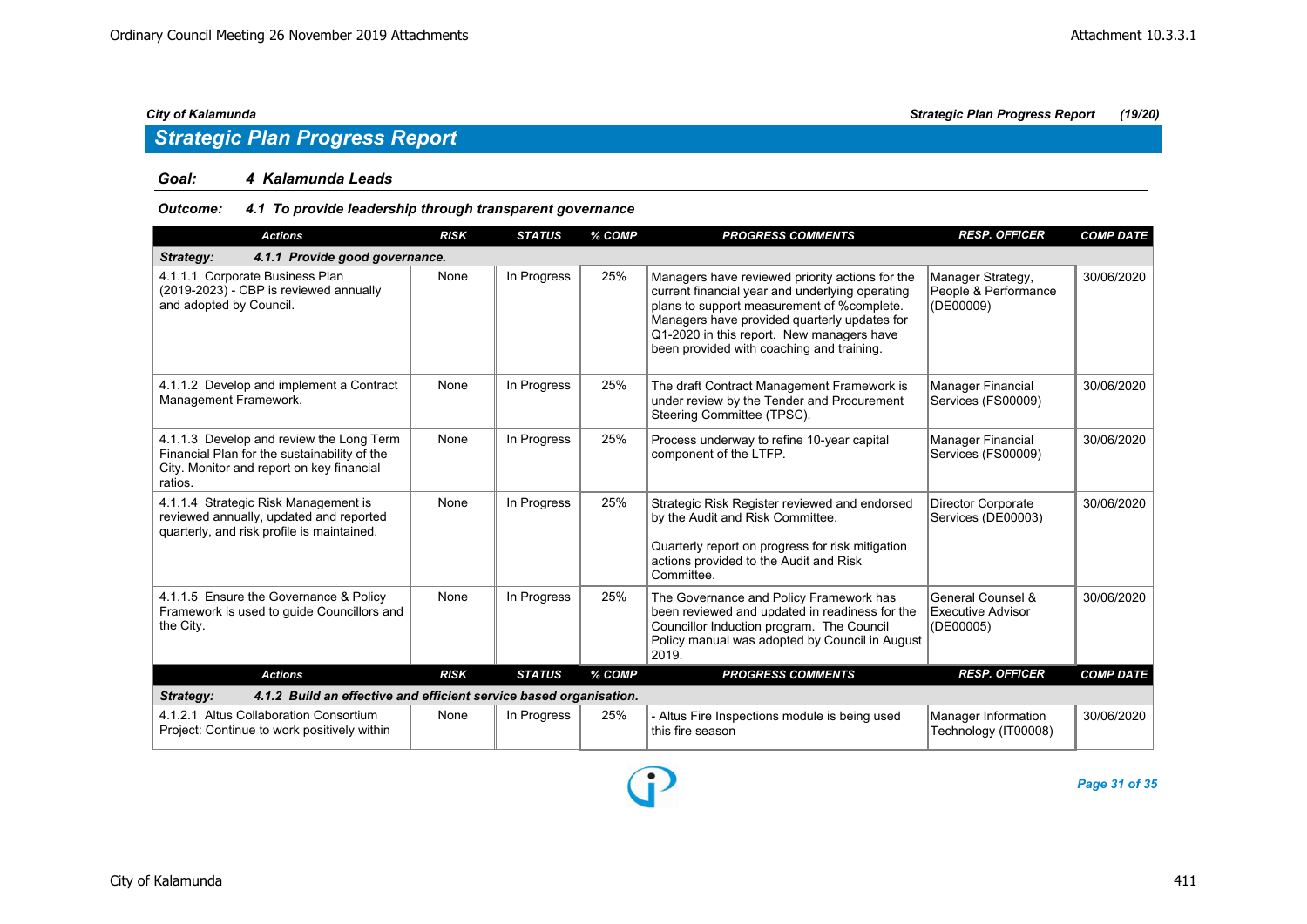## Strategic Plan Progress Report

**Goal:** ***4 Kalamunda Leads***

**Outcome:** ***4.1 To provide leadership through transparent governance***

| Actions | RISK | STATUS | % COMP | PROGRESS COMMENTS | RESP. OFFICER | COMP DATE |
|---|---|---|---|---|---|---|
| ***Strategy: 4.1.1 Provide good governance.*** | | | | | | |
| 4.1.1.1 Corporate Business Plan (2019-2023) - CBP is reviewed annually and adopted by Council. | None | In Progress | 25% | Managers have reviewed priority actions for the current financial year and underlying operating plans to support measurement of %complete. Managers have provided quarterly updates for Q1-2020 in this report. New managers have been provided with coaching and training. | Manager Strategy, People & Performance (DE00009) | 30/06/2020 |
| 4.1.1.2 Develop and implement a Contract Management Framework. | None | In Progress | 25% | The draft Contract Management Framework is under review by the Tender and Procurement Steering Committee (TPSC). | Manager Financial Services (FS00009) | 30/06/2020 |
| 4.1.1.3 Develop and review the Long Term Financial Plan for the sustainability of the City. Monitor and report on key financial ratios. | None | In Progress | 25% | Process underway to refine 10-year capital component of the LTFP. | Manager Financial Services (FS00009) | 30/06/2020 |
| 4.1.1.4 Strategic Risk Management is reviewed annually, updated and reported quarterly, and risk profile is maintained. | None | In Progress | 25% | Strategic Risk Register reviewed and endorsed by the Audit and Risk Committee.<br><br>Quarterly report on progress for risk mitigation actions provided to the Audit and Risk Committee. | Director Corporate Services (DE00003) | 30/06/2020 |
| 4.1.1.5 Ensure the Governance & Policy Framework is used to guide Councillors and the City. | None | In Progress | 25% | The Governance and Policy Framework has been reviewed and updated in readiness for the Councillor Induction program. The Council Policy manual was adopted by Council in August 2019. | General Counsel & Executive Advisor (DE00005) | 30/06/2020 |
| ***Strategy: 4.1.2 Build an effective and efficient service based organisation.*** | | | | | | |
| 4.1.2.1 Altus Collaboration Consortium Project: Continue to work positively within | None | In Progress | 25% | - Altus Fire Inspections module is being used this fire season | Manager Information Technology (IT00008) | 30/06/2020 |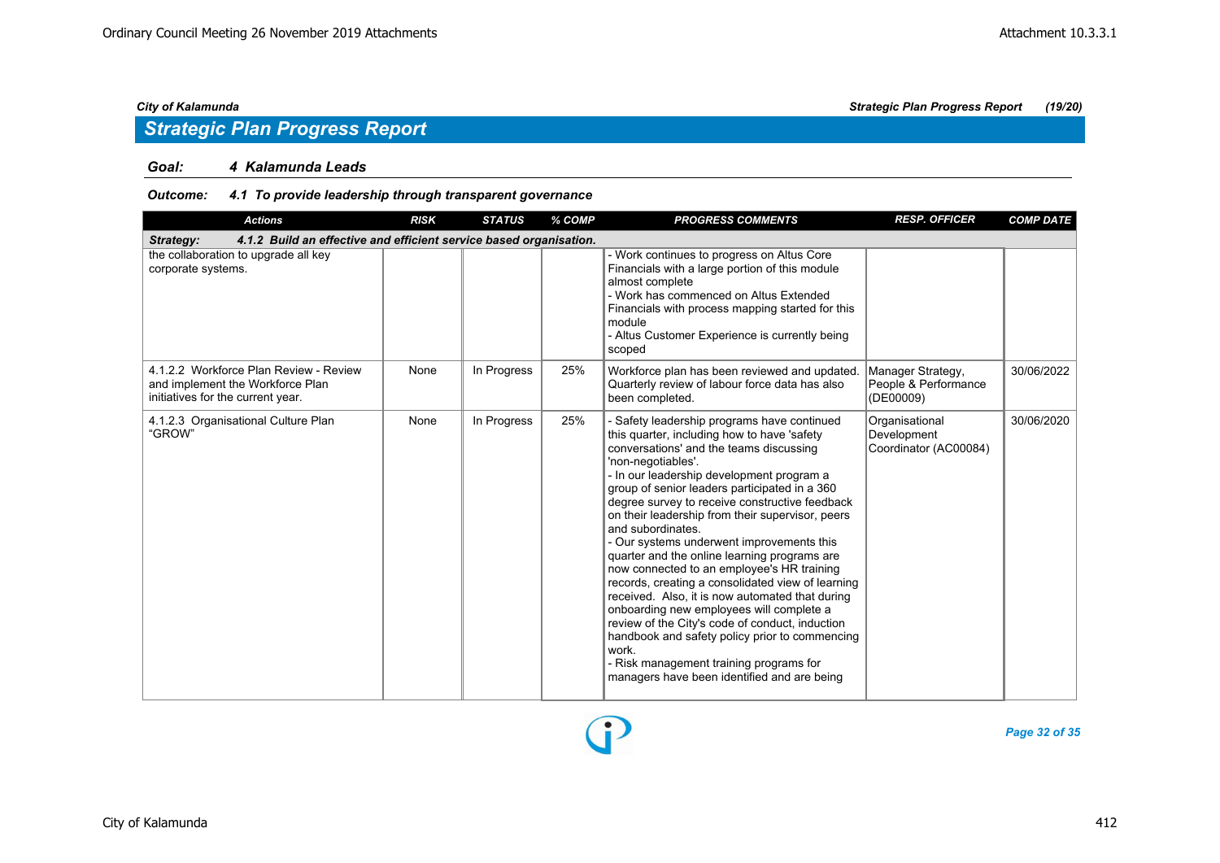## Strategic Plan Progress Report

**Goal: 4 Kalamunda Leads**

***Outcome: 4.1 To provide leadership through transparent governance***

| Actions | RISK | STATUS | % COMP | PROGRESS COMMENTS | RESP. OFFICER | COMP DATE |
|---|---|---|---|---|---|---|
| ***Strategy: 4.1.2 Build an effective and efficient service based organisation.*** | | | | | | |
| the collaboration to upgrade all key corporate systems. | | | | - Work continues to progress on Altus Core Financials with a large portion of this module almost complete<br>- Work has commenced on Altus Extended Financials with process mapping started for this module<br>- Altus Customer Experience is currently being scoped | | |
| 4.1.2.2 Workforce Plan Review - Review and implement the Workforce Plan initiatives for the current year. | None | In Progress | 25% | Workforce plan has been reviewed and updated. Quarterly review of labour force data has also been completed. | Manager Strategy, People & Performance (DE00009) | 30/06/2022 |
| 4.1.2.3 Organisational Culture Plan "GROW" | None | In Progress | 25% | - Safety leadership programs have continued this quarter, including how to have 'safety conversations' and the teams discussing 'non-negotiables'.<br>- In our leadership development program a group of senior leaders participated in a 360 degree survey to receive constructive feedback on their leadership from their supervisor, peers and subordinates.<br>- Our systems underwent improvements this quarter and the online learning programs are now connected to an employee's HR training records, creating a consolidated view of learning received. Also, it is now automated that during onboarding new employees will complete a review of the City's code of conduct, induction handbook and safety policy prior to commencing work.<br>- Risk management training programs for managers have been identified and are being | Organisational Development Coordinator (AC00084) | 30/06/2020 |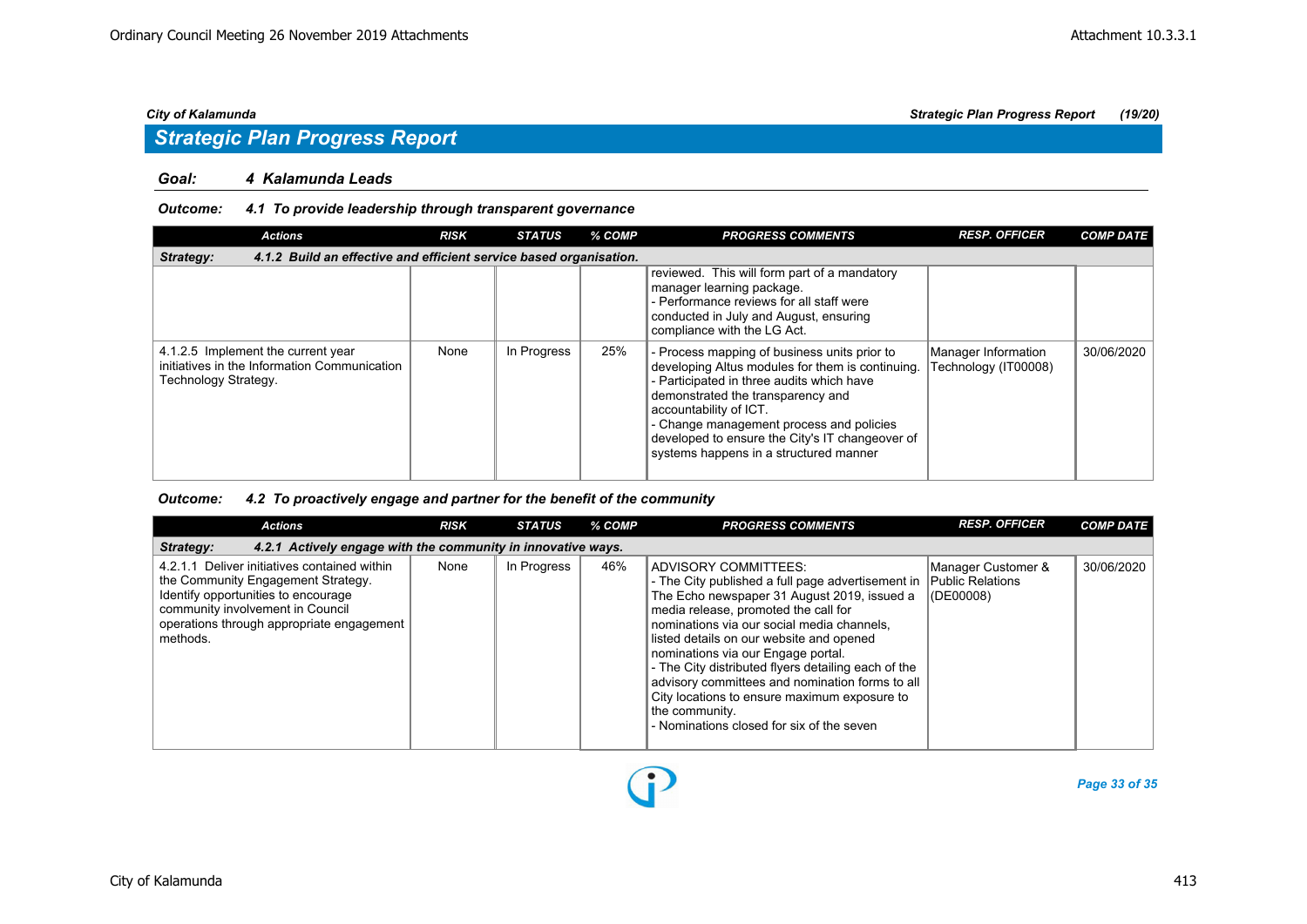## Strategic Plan Progress Report

**Goal: 4 Kalamunda Leads**

**Outcome: 4.1 To provide leadership through transparent governance**

| Actions | RISK | STATUS | % COMP | PROGRESS COMMENTS | RESP. OFFICER | COMP DATE |
|---|---|---|---|---|---|---|
| **Strategy: 4.1.2 Build an effective and efficient service based organisation.** | | | | | | |
| | | | | reviewed. This will form part of a mandatory manager learning package.<br>- Performance reviews for all staff were conducted in July and August, ensuring compliance with the LG Act. | | |
| 4.1.2.5 Implement the current year initiatives in the Information Communication Technology Strategy. | None | In Progress | 25% | - Process mapping of business units prior to developing Altus modules for them is continuing.<br>- Participated in three audits which have demonstrated the transparency and accountability of ICT.<br>- Change management process and policies developed to ensure the City's IT changeover of systems happens in a structured manner | Manager Information Technology (IT00008) | 30/06/2020 |

**Outcome: 4.2 To proactively engage and partner for the benefit of the community**

| Actions | RISK | STATUS | % COMP | PROGRESS COMMENTS | RESP. OFFICER | COMP DATE |
|---|---|---|---|---|---|---|
| **Strategy: 4.2.1 Actively engage with the community in innovative ways.** | | | | | | |
| 4.2.1.1 Deliver initiatives contained within the Community Engagement Strategy. Identify opportunities to encourage community involvement in Council operations through appropriate engagement methods. | None | In Progress | 46% | ADVISORY COMMITTEES:<br>- The City published a full page advertisement in The Echo newspaper 31 August 2019, issued a media release, promoted the call for nominations via our social media channels, listed details on our website and opened nominations via our Engage portal.<br>- The City distributed flyers detailing each of the advisory committees and nomination forms to all City locations to ensure maximum exposure to the community.<br>- Nominations closed for six of the seven | Manager Customer & Public Relations (DE00008) | 30/06/2020 |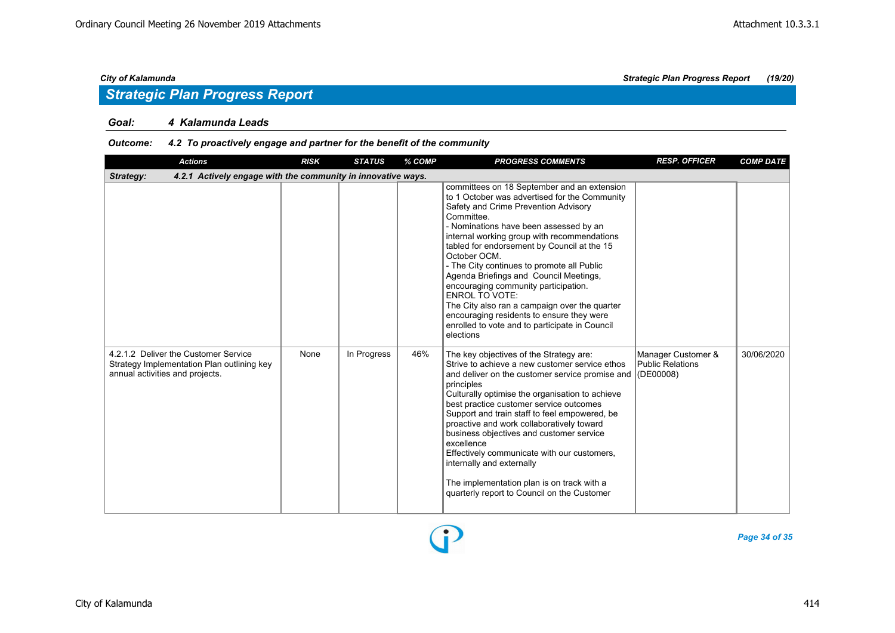## Strategic Plan Progress Report

**Goal:** ***4 Kalamunda Leads***

**Outcome:** ***4.2 To proactively engage and partner for the benefit of the community***

| Actions | RISK | STATUS | % COMP | PROGRESS COMMENTS | RESP. OFFICER | COMP DATE |
|---|---|---|---|---|---|---|
| ***Strategy: 4.2.1 Actively engage with the community in innovative ways.*** | | | | | | |
| | | | | committees on 18 September and an extension to 1 October was advertised for the Community Safety and Crime Prevention Advisory Committee.<br>- Nominations have been assessed by an internal working group with recommendations tabled for endorsement by Council at the 15 October OCM.<br>- The City continues to promote all Public Agenda Briefings and Council Meetings, encouraging community participation.<br>ENROL TO VOTE:<br>The City also ran a campaign over the quarter encouraging residents to ensure they were enrolled to vote and to participate in Council elections | | |
| 4.2.1.2 Deliver the Customer Service Strategy Implementation Plan outlining key annual activities and projects. | None | In Progress | 46% | The key objectives of the Strategy are:<br>Strive to achieve a new customer service ethos and deliver on the customer service promise and principles<br>Culturally optimise the organisation to achieve best practice customer service outcomes<br>Support and train staff to feel empowered, be proactive and work collaboratively toward business objectives and customer service excellence<br>Effectively communicate with our customers, internally and externally<br><br>The implementation plan is on track with a quarterly report to Council on the Customer | Manager Customer & Public Relations (DE00008) | 30/06/2020 |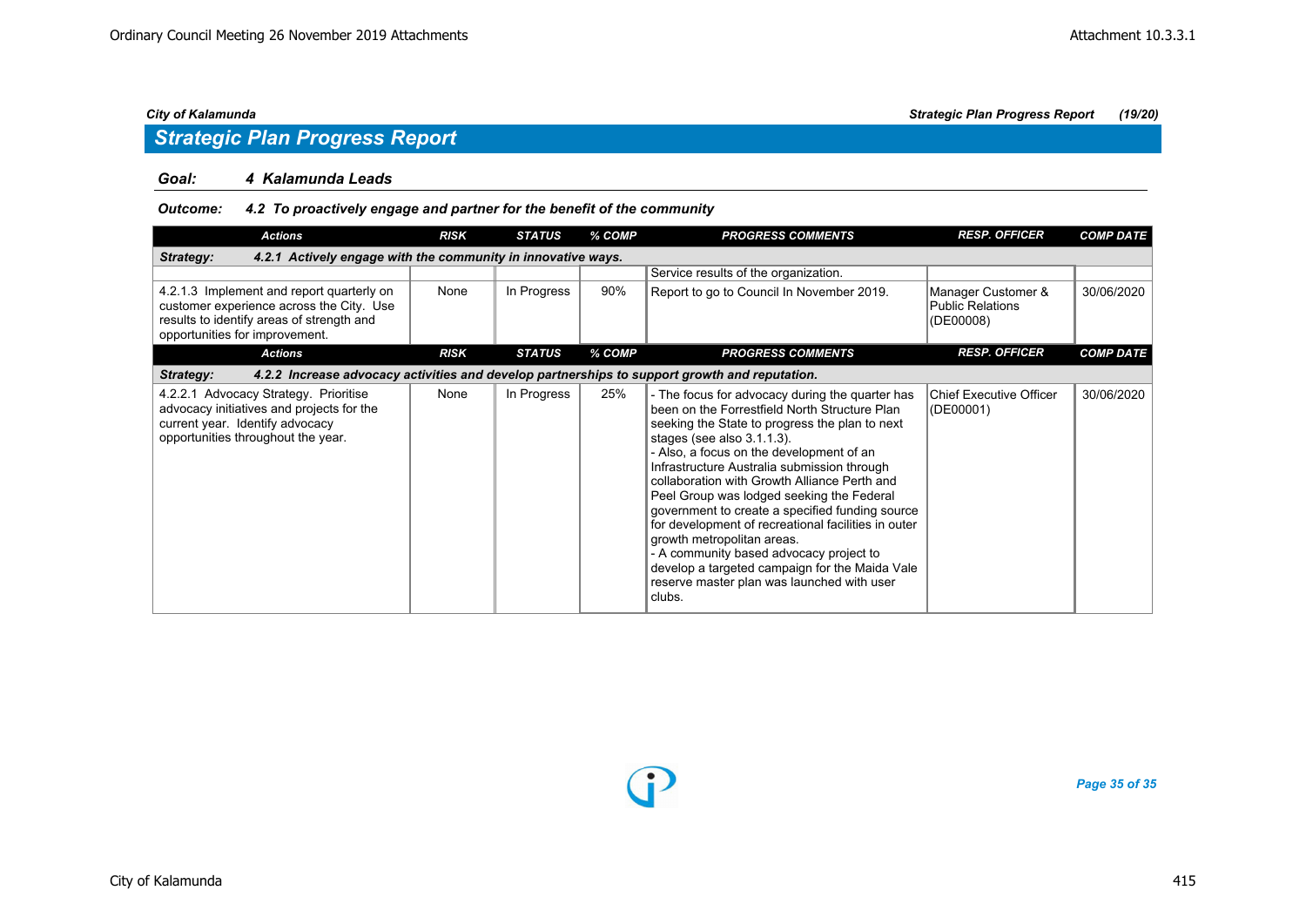## Strategic Plan Progress Report

**Goal: 4 Kalamunda Leads**

***Outcome: 4.2 To proactively engage and partner for the benefit of the community***

| Actions | RISK | STATUS | % COMP | PROGRESS COMMENTS | RESP. OFFICER | COMP DATE |
|---|---|---|---|---|---|---|
| ***Strategy: 4.2.1 Actively engage with the community in innovative ways.*** | | | | | | |
| | | | | Service results of the organization. | | |
| 4.2.1.3 Implement and report quarterly on customer experience across the City. Use results to identify areas of strength and opportunities for improvement. | None | In Progress | 90% | Report to go to Council In November 2019. | Manager Customer & Public Relations (DE00008) | 30/06/2020 |

| Actions | RISK | STATUS | % COMP | PROGRESS COMMENTS | RESP. OFFICER | COMP DATE |
|---|---|---|---|---|---|---|
| ***Strategy: 4.2.2 Increase advocacy activities and develop partnerships to support growth and reputation.*** | | | | | | |
| 4.2.2.1 Advocacy Strategy. Prioritise advocacy initiatives and projects for the current year. Identify advocacy opportunities throughout the year. | None | In Progress | 25% | - The focus for advocacy during the quarter has been on the Forrestfield North Structure Plan seeking the State to progress the plan to next stages (see also 3.1.1.3).<br>- Also, a focus on the development of an Infrastructure Australia submission through collaboration with Growth Alliance Perth and Peel Group was lodged seeking the Federal government to create a specified funding source for development of recreational facilities in outer growth metropolitan areas.<br>- A community based advocacy project to develop a targeted campaign for the Maida Vale reserve master plan was launched with user clubs. | Chief Executive Officer (DE00001) | 30/06/2020 |